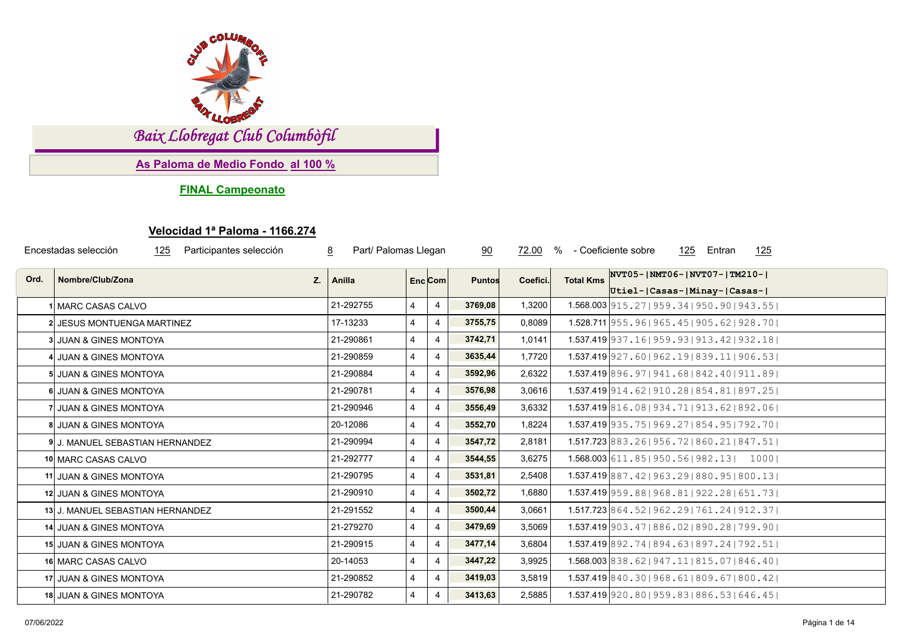# Baix Llobregat Club Columbòfil

## As Paloma de Medio Fondo al 100 %

### FINAL Campeonato

### Velocidad 1ª Paloma - 1166.274

Encestadas selección 125 Participantes selección 8 Part/ Palomas Llegan 90 72.00 % - Coeficiente sobre 125 Entran 125

| Ord. | Nombre/Club/Zona | Z. | Anilla | Enc | Com | Puntos | Coefici. | Total Kms | NVT05-\|NMT06-\|NVT07-\|TM210-\| Utiel-\|Casas-\|Minay-\|Casas-\| |
|---|---|---|---|---|---|---|---|---|---|
| 1 | MARC CASAS CALVO | | 21-292755 | 4 | 4 | 3769,08 | 1,3200 | 1.568.003 | 915.27\|959.34\|950.90\|943.55\| |
| 2 | JESUS MONTUENGA MARTINEZ | | 17-13233 | 4 | 4 | 3755,75 | 0,8089 | 1.528.711 | 955.96\|965.45\|905.62\|928.70\| |
| 3 | JUAN & GINES MONTOYA | | 21-290861 | 4 | 4 | 3742,71 | 1,0141 | 1.537.419 | 937.16\|959.93\|913.42\|932.18\| |
| 4 | JUAN & GINES MONTOYA | | 21-290859 | 4 | 4 | 3635,44 | 1,7720 | 1.537.419 | 927.60\|962.19\|839.11\|906.53\| |
| 5 | JUAN & GINES MONTOYA | | 21-290884 | 4 | 4 | 3592,96 | 2,6322 | 1.537.419 | 896.97\|941.68\|842.40\|911.89\| |
| 6 | JUAN & GINES MONTOYA | | 21-290781 | 4 | 4 | 3576,98 | 3,0616 | 1.537.419 | 914.62\|910.28\|854.81\|897.25\| |
| 7 | JUAN & GINES MONTOYA | | 21-290946 | 4 | 4 | 3556,49 | 3,6332 | 1.537.419 | 816.08\|934.71\|913.62\|892.06\| |
| 8 | JUAN & GINES MONTOYA | | 20-12086 | 4 | 4 | 3552,70 | 1,8224 | 1.537.419 | 935.75\|969.27\|854.95\|792.70\| |
| 9 | J. MANUEL SEBASTIAN HERNANDEZ | | 21-290994 | 4 | 4 | 3547,72 | 2,8181 | 1.517.723 | 883.26\|956.72\|860.21\|847.51\| |
| 10 | MARC CASAS CALVO | | 21-292777 | 4 | 4 | 3544,55 | 3,6275 | 1.568.003 | 611.85\|950.56\|982.13\| 1000\| |
| 11 | JUAN & GINES MONTOYA | | 21-290795 | 4 | 4 | 3531,81 | 2,5408 | 1.537.419 | 887.42\|963.29\|880.95\|800.13\| |
| 12 | JUAN & GINES MONTOYA | | 21-290910 | 4 | 4 | 3502,72 | 1,6880 | 1.537.419 | 959.88\|968.81\|922.28\|651.73\| |
| 13 | J. MANUEL SEBASTIAN HERNANDEZ | | 21-291552 | 4 | 4 | 3500,44 | 3,0661 | 1.517.723 | 864.52\|962.29\|761.24\|912.37\| |
| 14 | JUAN & GINES MONTOYA | | 21-279270 | 4 | 4 | 3479,69 | 3,5069 | 1.537.419 | 903.47\|886.02\|890.28\|799.90\| |
| 15 | JUAN & GINES MONTOYA | | 21-290915 | 4 | 4 | 3477,14 | 3,6804 | 1.537.419 | 892.74\|894.63\|897.24\|792.51\| |
| 16 | MARC CASAS CALVO | | 20-14053 | 4 | 4 | 3447,22 | 3,9925 | 1.568.003 | 838.62\|947.11\|815.07\|846.40\| |
| 17 | JUAN & GINES MONTOYA | | 21-290852 | 4 | 4 | 3419,03 | 3,5819 | 1.537.419 | 840.30\|968.61\|809.67\|800.42\| |
| 18 | JUAN & GINES MONTOYA | | 21-290782 | 4 | 4 | 3413,63 | 2,5885 | 1.537.419 | 920.80\|959.83\|886.53\|646.45\| |

07/06/2022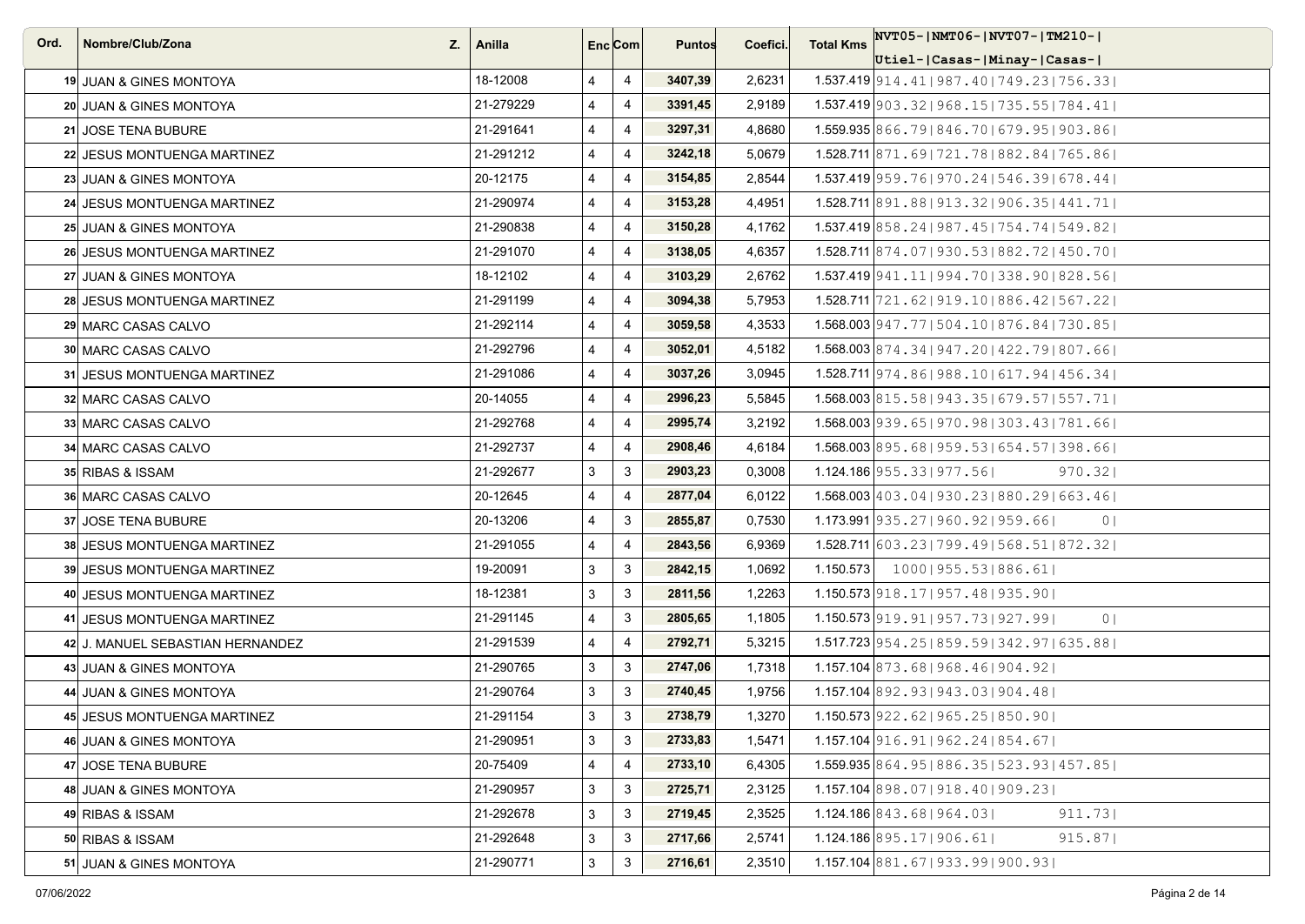| Ord. | Nombre/Club/Zona | Z. | Anilla | Enc | Com | Puntos | Coefici. | Total Kms | NVT05- Utiel- | NMT06- Casas- | NVT07- Minay- | TM210- Casas- |
|---|---|---|---|---|---|---|---|---|---|---|---|---|
| 19 | JUAN & GINES MONTOYA | | 18-12008 | 4 | 4 | 3407,39 | 2,6231 | 1.537.419 | 914.41 | 987.40 | 749.23 | 756.33 |
| 20 | JUAN & GINES MONTOYA | | 21-279229 | 4 | 4 | 3391,45 | 2,9189 | 1.537.419 | 903.32 | 968.15 | 735.55 | 784.41 |
| 21 | JOSE TENA BUBURE | | 21-291641 | 4 | 4 | 3297,31 | 4,8680 | 1.559.935 | 866.79 | 846.70 | 679.95 | 903.86 |
| 22 | JESUS MONTUENGA MARTINEZ | | 21-291212 | 4 | 4 | 3242,18 | 5,0679 | 1.528.711 | 871.69 | 721.78 | 882.84 | 765.86 |
| 23 | JUAN & GINES MONTOYA | | 20-12175 | 4 | 4 | 3154,85 | 2,8544 | 1.537.419 | 959.76 | 970.24 | 546.39 | 678.44 |
| 24 | JESUS MONTUENGA MARTINEZ | | 21-290974 | 4 | 4 | 3153,28 | 4,4951 | 1.528.711 | 891.88 | 913.32 | 906.35 | 441.71 |
| 25 | JUAN & GINES MONTOYA | | 21-290838 | 4 | 4 | 3150,28 | 4,1762 | 1.537.419 | 858.24 | 987.45 | 754.74 | 549.82 |
| 26 | JESUS MONTUENGA MARTINEZ | | 21-291070 | 4 | 4 | 3138,05 | 4,6357 | 1.528.711 | 874.07 | 930.53 | 882.72 | 450.70 |
| 27 | JUAN & GINES MONTOYA | | 18-12102 | 4 | 4 | 3103,29 | 2,6762 | 1.537.419 | 941.11 | 994.70 | 338.90 | 828.56 |
| 28 | JESUS MONTUENGA MARTINEZ | | 21-291199 | 4 | 4 | 3094,38 | 5,7953 | 1.528.711 | 721.62 | 919.10 | 886.42 | 567.22 |
| 29 | MARC CASAS CALVO | | 21-292114 | 4 | 4 | 3059,58 | 4,3533 | 1.568.003 | 947.77 | 504.10 | 876.84 | 730.85 |
| 30 | MARC CASAS CALVO | | 21-292796 | 4 | 4 | 3052,01 | 4,5182 | 1.568.003 | 874.34 | 947.20 | 422.79 | 807.66 |
| 31 | JESUS MONTUENGA MARTINEZ | | 21-291086 | 4 | 4 | 3037,26 | 3,0945 | 1.528.711 | 974.86 | 988.10 | 617.94 | 456.34 |
| 32 | MARC CASAS CALVO | | 20-14055 | 4 | 4 | 2996,23 | 5,5845 | 1.568.003 | 815.58 | 943.35 | 679.57 | 557.71 |
| 33 | MARC CASAS CALVO | | 21-292768 | 4 | 4 | 2995,74 | 3,2192 | 1.568.003 | 939.65 | 970.98 | 303.43 | 781.66 |
| 34 | MARC CASAS CALVO | | 21-292737 | 4 | 4 | 2908,46 | 4,6184 | 1.568.003 | 895.68 | 959.53 | 654.57 | 398.66 |
| 35 | RIBAS & ISSAM | | 21-292677 | 3 | 3 | 2903,23 | 0,3008 | 1.124.186 | 955.33 | 977.56 | | 970.32 |
| 36 | MARC CASAS CALVO | | 20-12645 | 4 | 4 | 2877,04 | 6,0122 | 1.568.003 | 403.04 | 930.23 | 880.29 | 663.46 |
| 37 | JOSE TENA BUBURE | | 20-13206 | 4 | 3 | 2855,87 | 0,7530 | 1.173.991 | 935.27 | 960.92 | 959.66 | 0 |
| 38 | JESUS MONTUENGA MARTINEZ | | 21-291055 | 4 | 4 | 2843,56 | 6,9369 | 1.528.711 | 603.23 | 799.49 | 568.51 | 872.32 |
| 39 | JESUS MONTUENGA MARTINEZ | | 19-20091 | 3 | 3 | 2842,15 | 1,0692 | 1.150.573 | 1000 | 955.53 | 886.61 | |
| 40 | JESUS MONTUENGA MARTINEZ | | 18-12381 | 3 | 3 | 2811,56 | 1,2263 | 1.150.573 | 918.17 | 957.48 | 935.90 | |
| 41 | JESUS MONTUENGA MARTINEZ | | 21-291145 | 4 | 3 | 2805,65 | 1,1805 | 1.150.573 | 919.91 | 957.73 | 927.99 | 0 |
| 42 | J. MANUEL SEBASTIAN HERNANDEZ | | 21-291539 | 4 | 4 | 2792,71 | 5,3215 | 1.517.723 | 954.25 | 859.59 | 342.97 | 635.88 |
| 43 | JUAN & GINES MONTOYA | | 21-290765 | 3 | 3 | 2747,06 | 1,7318 | 1.157.104 | 873.68 | 968.46 | 904.92 | |
| 44 | JUAN & GINES MONTOYA | | 21-290764 | 3 | 3 | 2740,45 | 1,9756 | 1.157.104 | 892.93 | 943.03 | 904.48 | |
| 45 | JESUS MONTUENGA MARTINEZ | | 21-291154 | 3 | 3 | 2738,79 | 1,3270 | 1.150.573 | 922.62 | 965.25 | 850.90 | |
| 46 | JUAN & GINES MONTOYA | | 21-290951 | 3 | 3 | 2733,83 | 1,5471 | 1.157.104 | 916.91 | 962.24 | 854.67 | |
| 47 | JOSE TENA BUBURE | | 20-75409 | 4 | 4 | 2733,10 | 6,4305 | 1.559.935 | 864.95 | 886.35 | 523.93 | 457.85 |
| 48 | JUAN & GINES MONTOYA | | 21-290957 | 3 | 3 | 2725,71 | 2,3125 | 1.157.104 | 898.07 | 918.40 | 909.23 | |
| 49 | RIBAS & ISSAM | | 21-292678 | 3 | 3 | 2719,45 | 2,3525 | 1.124.186 | 843.68 | 964.03 | | 911.73 |
| 50 | RIBAS & ISSAM | | 21-292648 | 3 | 3 | 2717,66 | 2,5741 | 1.124.186 | 895.17 | 906.61 | | 915.87 |
| 51 | JUAN & GINES MONTOYA | | 21-290771 | 3 | 3 | 2716,61 | 2,3510 | 1.157.104 | 881.67 | 933.99 | 900.93 | |

07/06/2022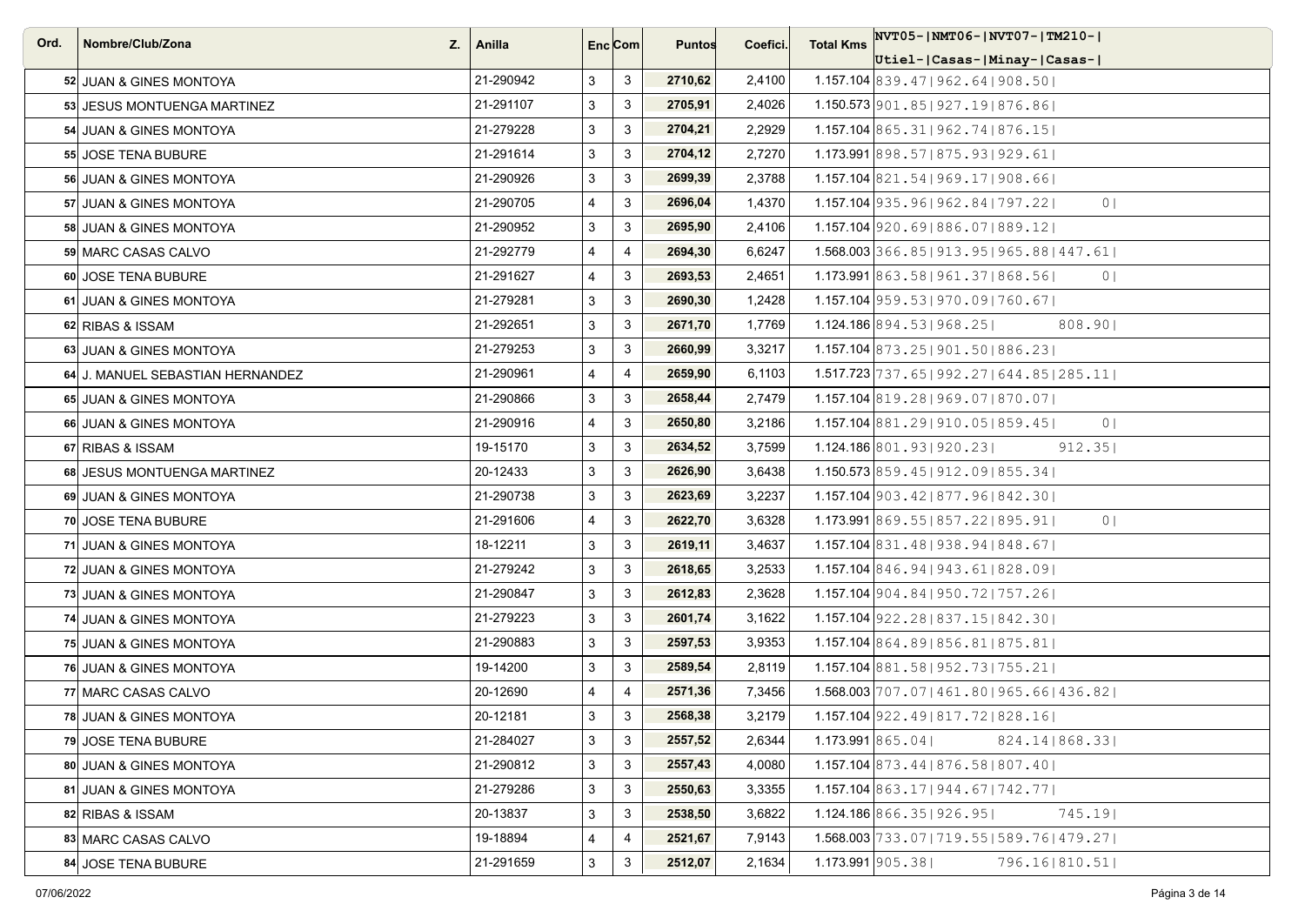| Ord. | Nombre/Club/Zona | Z. | Anilla | Enc | Com | Puntos | Coefici. | Total Kms | NVT05- Utiel- | NMT06- Casas- | NVT07- Minay- | TM210- Casas- |
|---|---|---|---|---|---|---|---|---|---|---|---|---|
| 52 | JUAN & GINES MONTOYA | | 21-290942 | 3 | 3 | **2710,62** | 2,4100 | 1.157.104 | 839.47 | 962.64 | 908.50 | |
| 53 | JESUS MONTUENGA MARTINEZ | | 21-291107 | 3 | 3 | **2705,91** | 2,4026 | 1.150.573 | 901.85 | 927.19 | 876.86 | |
| 54 | JUAN & GINES MONTOYA | | 21-279228 | 3 | 3 | **2704,21** | 2,2929 | 1.157.104 | 865.31 | 962.74 | 876.15 | |
| 55 | JOSE TENA BUBURE | | 21-291614 | 3 | 3 | **2704,12** | 2,7270 | 1.173.991 | 898.57 | 875.93 | 929.61 | |
| 56 | JUAN & GINES MONTOYA | | 21-290926 | 3 | 3 | **2699,39** | 2,3788 | 1.157.104 | 821.54 | 969.17 | 908.66 | |
| 57 | JUAN & GINES MONTOYA | | 21-290705 | 4 | 3 | **2696,04** | 1,4370 | 1.157.104 | 935.96 | 962.84 | 797.22 | 0 |
| 58 | JUAN & GINES MONTOYA | | 21-290952 | 3 | 3 | **2695,90** | 2,4106 | 1.157.104 | 920.69 | 886.07 | 889.12 | |
| 59 | MARC CASAS CALVO | | 21-292779 | 4 | 4 | **2694,30** | 6,6247 | 1.568.003 | 366.85 | 913.95 | 965.88 | 447.61 |
| 60 | JOSE TENA BUBURE | | 21-291627 | 4 | 3 | **2693,53** | 2,4651 | 1.173.991 | 863.58 | 961.37 | 868.56 | 0 |
| 61 | JUAN & GINES MONTOYA | | 21-279281 | 3 | 3 | **2690,30** | 1,2428 | 1.157.104 | 959.53 | 970.09 | 760.67 | |
| 62 | RIBAS & ISSAM | | 21-292651 | 3 | 3 | **2671,70** | 1,7769 | 1.124.186 | 894.53 | 968.25 | | 808.90 |
| 63 | JUAN & GINES MONTOYA | | 21-279253 | 3 | 3 | **2660,99** | 3,3217 | 1.157.104 | 873.25 | 901.50 | 886.23 | |
| 64 | J. MANUEL SEBASTIAN HERNANDEZ | | 21-290961 | 4 | 4 | **2659,90** | 6,1103 | 1.517.723 | 737.65 | 992.27 | 644.85 | 285.11 |
| 65 | JUAN & GINES MONTOYA | | 21-290866 | 3 | 3 | **2658,44** | 2,7479 | 1.157.104 | 819.28 | 969.07 | 870.07 | |
| 66 | JUAN & GINES MONTOYA | | 21-290916 | 4 | 3 | **2650,80** | 3,2186 | 1.157.104 | 881.29 | 910.05 | 859.45 | 0 |
| 67 | RIBAS & ISSAM | | 19-15170 | 3 | 3 | **2634,52** | 3,7599 | 1.124.186 | 801.93 | 920.23 | | 912.35 |
| 68 | JESUS MONTUENGA MARTINEZ | | 20-12433 | 3 | 3 | **2626,90** | 3,6438 | 1.150.573 | 859.45 | 912.09 | 855.34 | |
| 69 | JUAN & GINES MONTOYA | | 21-290738 | 3 | 3 | **2623,69** | 3,2237 | 1.157.104 | 903.42 | 877.96 | 842.30 | |
| 70 | JOSE TENA BUBURE | | 21-291606 | 4 | 3 | **2622,70** | 3,6328 | 1.173.991 | 869.55 | 857.22 | 895.91 | 0 |
| 71 | JUAN & GINES MONTOYA | | 18-12211 | 3 | 3 | **2619,11** | 3,4637 | 1.157.104 | 831.48 | 938.94 | 848.67 | |
| 72 | JUAN & GINES MONTOYA | | 21-279242 | 3 | 3 | **2618,65** | 3,2533 | 1.157.104 | 846.94 | 943.61 | 828.09 | |
| 73 | JUAN & GINES MONTOYA | | 21-290847 | 3 | 3 | **2612,83** | 2,3628 | 1.157.104 | 904.84 | 950.72 | 757.26 | |
| 74 | JUAN & GINES MONTOYA | | 21-279223 | 3 | 3 | **2601,74** | 3,1622 | 1.157.104 | 922.28 | 837.15 | 842.30 | |
| 75 | JUAN & GINES MONTOYA | | 21-290883 | 3 | 3 | **2597,53** | 3,9353 | 1.157.104 | 864.89 | 856.81 | 875.81 | |
| 76 | JUAN & GINES MONTOYA | | 19-14200 | 3 | 3 | **2589,54** | 2,8119 | 1.157.104 | 881.58 | 952.73 | 755.21 | |
| 77 | MARC CASAS CALVO | | 20-12690 | 4 | 4 | **2571,36** | 7,3456 | 1.568.003 | 707.07 | 461.80 | 965.66 | 436.82 |
| 78 | JUAN & GINES MONTOYA | | 20-12181 | 3 | 3 | **2568,38** | 3,2179 | 1.157.104 | 922.49 | 817.72 | 828.16 | |
| 79 | JOSE TENA BUBURE | | 21-284027 | 3 | 3 | **2557,52** | 2,6344 | 1.173.991 | 865.04 | | 824.14 | 868.33 |
| 80 | JUAN & GINES MONTOYA | | 21-290812 | 3 | 3 | **2557,43** | 4,0080 | 1.157.104 | 873.44 | 876.58 | 807.40 | |
| 81 | JUAN & GINES MONTOYA | | 21-279286 | 3 | 3 | **2550,63** | 3,3355 | 1.157.104 | 863.17 | 944.67 | 742.77 | |
| 82 | RIBAS & ISSAM | | 20-13837 | 3 | 3 | **2538,50** | 3,6822 | 1.124.186 | 866.35 | 926.95 | | 745.19 |
| 83 | MARC CASAS CALVO | | 19-18894 | 4 | 4 | **2521,67** | 7,9143 | 1.568.003 | 733.07 | 719.55 | 589.76 | 479.27 |
| 84 | JOSE TENA BUBURE | | 21-291659 | 3 | 3 | **2512,07** | 2,1634 | 1.173.991 | 905.38 | | 796.16 | 810.51 |

07/06/2022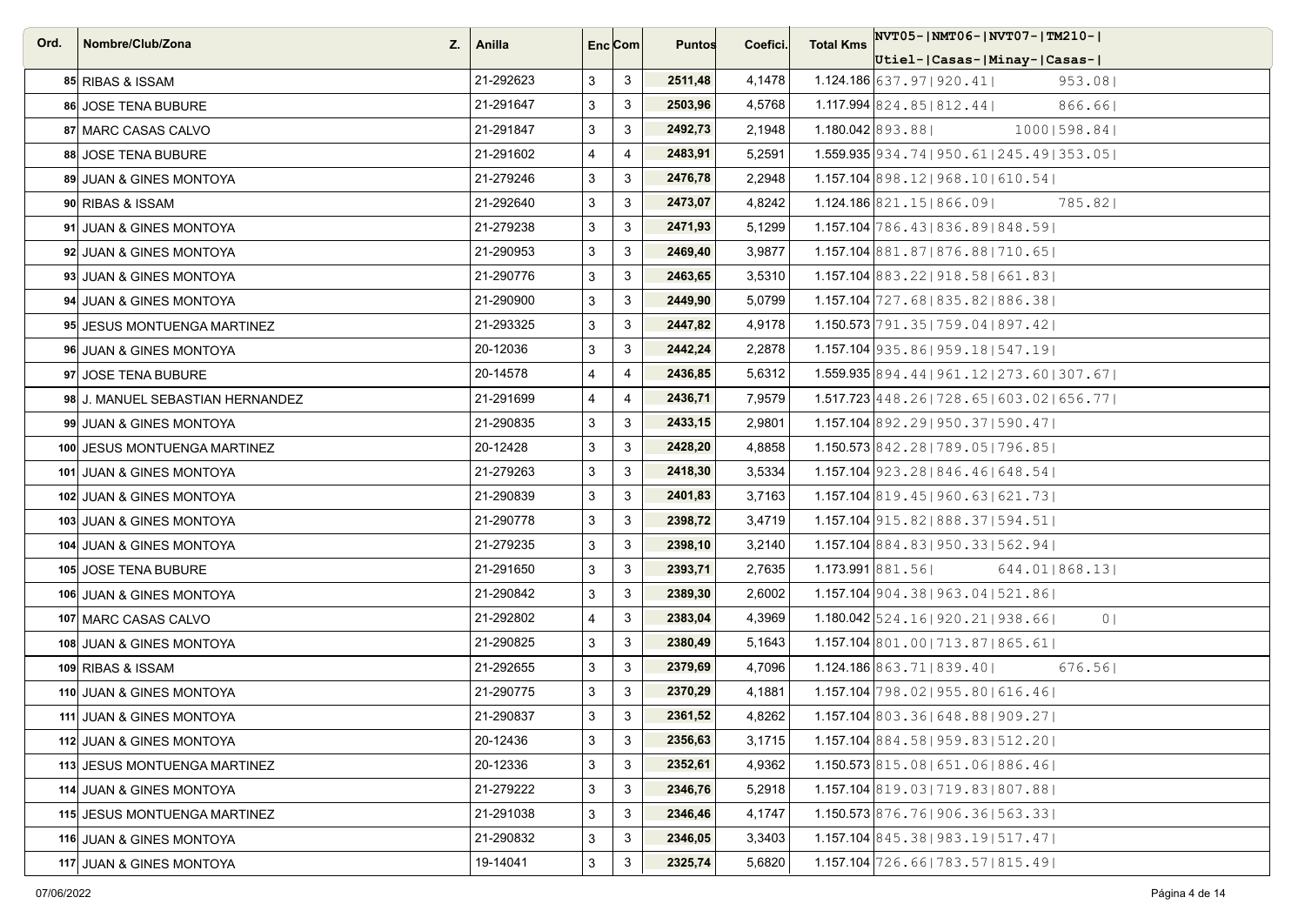| Ord. | Nombre/Club/Zona | Z. | Anilla | Enc | Com | Puntos | Coefici. | Total Kms | NVT05-\|NMT06-\|NVT07-\|TM210-\| Utiel-\|Casas-\|Minay-\|Casas-\| |
|---|---|---|---|---|---|---|---|---|---|
| 85 | RIBAS & ISSAM | | 21-292623 | 3 | 3 | 2511,48 | 4,1478 | 1.124.186 | 637.97\|920.41\| 953.08\| |
| 86 | JOSE TENA BUBURE | | 21-291647 | 3 | 3 | 2503,96 | 4,5768 | 1.117.994 | 824.85\|812.44\| 866.66\| |
| 87 | MARC CASAS CALVO | | 21-291847 | 3 | 3 | 2492,73 | 2,1948 | 1.180.042 | 893.88\| 1000\|598.84\| |
| 88 | JOSE TENA BUBURE | | 21-291602 | 4 | 4 | 2483,91 | 5,2591 | 1.559.935 | 934.74\|950.61\|245.49\|353.05\| |
| 89 | JUAN & GINES MONTOYA | | 21-279246 | 3 | 3 | 2476,78 | 2,2948 | 1.157.104 | 898.12\|968.10\|610.54\| |
| 90 | RIBAS & ISSAM | | 21-292640 | 3 | 3 | 2473,07 | 4,8242 | 1.124.186 | 821.15\|866.09\| 785.82\| |
| 91 | JUAN & GINES MONTOYA | | 21-279238 | 3 | 3 | 2471,93 | 5,1299 | 1.157.104 | 786.43\|836.89\|848.59\| |
| 92 | JUAN & GINES MONTOYA | | 21-290953 | 3 | 3 | 2469,40 | 3,9877 | 1.157.104 | 881.87\|876.88\|710.65\| |
| 93 | JUAN & GINES MONTOYA | | 21-290776 | 3 | 3 | 2463,65 | 3,5310 | 1.157.104 | 883.22\|918.58\|661.83\| |
| 94 | JUAN & GINES MONTOYA | | 21-290900 | 3 | 3 | 2449,90 | 5,0799 | 1.157.104 | 727.68\|835.82\|886.38\| |
| 95 | JESUS MONTUENGA MARTINEZ | | 21-293325 | 3 | 3 | 2447,82 | 4,9178 | 1.150.573 | 791.35\|759.04\|897.42\| |
| 96 | JUAN & GINES MONTOYA | | 20-12036 | 3 | 3 | 2442,24 | 2,2878 | 1.157.104 | 935.86\|959.18\|547.19\| |
| 97 | JOSE TENA BUBURE | | 20-14578 | 4 | 4 | 2436,85 | 5,6312 | 1.559.935 | 894.44\|961.12\|273.60\|307.67\| |
| 98 | J. MANUEL SEBASTIAN HERNANDEZ | | 21-291699 | 4 | 4 | 2436,71 | 7,9579 | 1.517.723 | 448.26\|728.65\|603.02\|656.77\| |
| 99 | JUAN & GINES MONTOYA | | 21-290835 | 3 | 3 | 2433,15 | 2,9801 | 1.157.104 | 892.29\|950.37\|590.47\| |
| 100 | JESUS MONTUENGA MARTINEZ | | 20-12428 | 3 | 3 | 2428,20 | 4,8858 | 1.150.573 | 842.28\|789.05\|796.85\| |
| 101 | JUAN & GINES MONTOYA | | 21-279263 | 3 | 3 | 2418,30 | 3,5334 | 1.157.104 | 923.28\|846.46\|648.54\| |
| 102 | JUAN & GINES MONTOYA | | 21-290839 | 3 | 3 | 2401,83 | 3,7163 | 1.157.104 | 819.45\|960.63\|621.73\| |
| 103 | JUAN & GINES MONTOYA | | 21-290778 | 3 | 3 | 2398,72 | 3,4719 | 1.157.104 | 915.82\|888.37\|594.51\| |
| 104 | JUAN & GINES MONTOYA | | 21-279235 | 3 | 3 | 2398,10 | 3,2140 | 1.157.104 | 884.83\|950.33\|562.94\| |
| 105 | JOSE TENA BUBURE | | 21-291650 | 3 | 3 | 2393,71 | 2,7635 | 1.173.991 | 881.56\| 644.01\|868.13\| |
| 106 | JUAN & GINES MONTOYA | | 21-290842 | 3 | 3 | 2389,30 | 2,6002 | 1.157.104 | 904.38\|963.04\|521.86\| |
| 107 | MARC CASAS CALVO | | 21-292802 | 4 | 3 | 2383,04 | 4,3969 | 1.180.042 | 524.16\|920.21\|938.66\| 0\| |
| 108 | JUAN & GINES MONTOYA | | 21-290825 | 3 | 3 | 2380,49 | 5,1643 | 1.157.104 | 801.00\|713.87\|865.61\| |
| 109 | RIBAS & ISSAM | | 21-292655 | 3 | 3 | 2379,69 | 4,7096 | 1.124.186 | 863.71\|839.40\| 676.56\| |
| 110 | JUAN & GINES MONTOYA | | 21-290775 | 3 | 3 | 2370,29 | 4,1881 | 1.157.104 | 798.02\|955.80\|616.46\| |
| 111 | JUAN & GINES MONTOYA | | 21-290837 | 3 | 3 | 2361,52 | 4,8262 | 1.157.104 | 803.36\|648.88\|909.27\| |
| 112 | JUAN & GINES MONTOYA | | 20-12436 | 3 | 3 | 2356,63 | 3,1715 | 1.157.104 | 884.58\|959.83\|512.20\| |
| 113 | JESUS MONTUENGA MARTINEZ | | 20-12336 | 3 | 3 | 2352,61 | 4,9362 | 1.150.573 | 815.08\|651.06\|886.46\| |
| 114 | JUAN & GINES MONTOYA | | 21-279222 | 3 | 3 | 2346,76 | 5,2918 | 1.157.104 | 819.03\|719.83\|807.88\| |
| 115 | JESUS MONTUENGA MARTINEZ | | 21-291038 | 3 | 3 | 2346,46 | 4,1747 | 1.150.573 | 876.76\|906.36\|563.33\| |
| 116 | JUAN & GINES MONTOYA | | 21-290832 | 3 | 3 | 2346,05 | 3,3403 | 1.157.104 | 845.38\|983.19\|517.47\| |
| 117 | JUAN & GINES MONTOYA | | 19-14041 | 3 | 3 | 2325,74 | 5,6820 | 1.157.104 | 726.66\|783.57\|815.49\| |

07/06/2022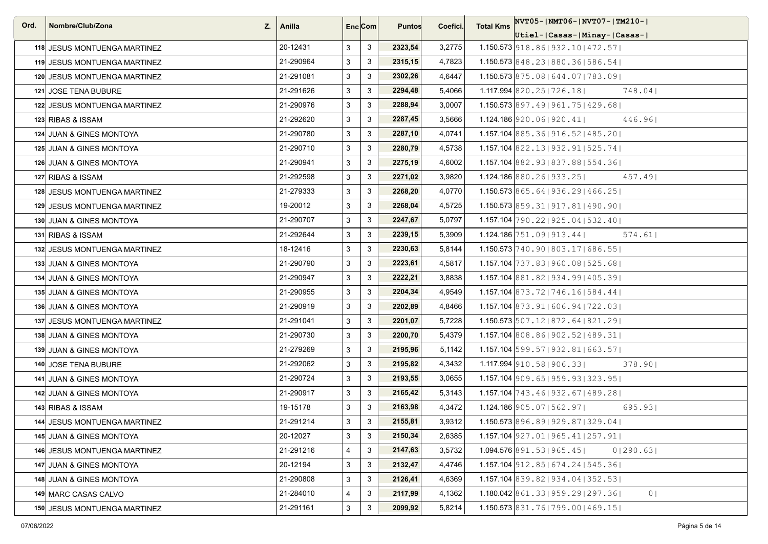| Ord. | Nombre/Club/Zona | Z. | Anilla | Enc | Com | Puntos | Coefici. | Total Kms | NVT05-\|NMT06-\|NVT07-\|TM210-\| Utiel-\|Casas-\|Minay-\|Casas-\| |
|---|---|---|---|---|---|---|---|---|---|
| 118 | JESUS MONTUENGA MARTINEZ | | 20-12431 | 3 | 3 | 2323,54 | 3,2775 | 1.150.573 | 918.86\|932.10\|472.57\| |
| 119 | JESUS MONTUENGA MARTINEZ | | 21-290964 | 3 | 3 | 2315,15 | 4,7823 | 1.150.573 | 848.23\|880.36\|586.54\| |
| 120 | JESUS MONTUENGA MARTINEZ | | 21-291081 | 3 | 3 | 2302,26 | 4,6447 | 1.150.573 | 875.08\|644.07\|783.09\| |
| 121 | JOSE TENA BUBURE | | 21-291626 | 3 | 3 | 2294,48 | 5,4066 | 1.117.994 | 820.25\|726.18\| 748.04\| |
| 122 | JESUS MONTUENGA MARTINEZ | | 21-290976 | 3 | 3 | 2288,94 | 3,0007 | 1.150.573 | 897.49\|961.75\|429.68\| |
| 123 | RIBAS & ISSAM | | 21-292620 | 3 | 3 | 2287,45 | 3,5666 | 1.124.186 | 920.06\|920.41\| 446.96\| |
| 124 | JUAN & GINES MONTOYA | | 21-290780 | 3 | 3 | 2287,10 | 4,0741 | 1.157.104 | 885.36\|916.52\|485.20\| |
| 125 | JUAN & GINES MONTOYA | | 21-290710 | 3 | 3 | 2280,79 | 4,5738 | 1.157.104 | 822.13\|932.91\|525.74\| |
| 126 | JUAN & GINES MONTOYA | | 21-290941 | 3 | 3 | 2275,19 | 4,6002 | 1.157.104 | 882.93\|837.88\|554.36\| |
| 127 | RIBAS & ISSAM | | 21-292598 | 3 | 3 | 2271,02 | 3,9820 | 1.124.186 | 880.26\|933.25\| 457.49\| |
| 128 | JESUS MONTUENGA MARTINEZ | | 21-279333 | 3 | 3 | 2268,20 | 4,0770 | 1.150.573 | 865.64\|936.29\|466.25\| |
| 129 | JESUS MONTUENGA MARTINEZ | | 19-20012 | 3 | 3 | 2268,04 | 4,5725 | 1.150.573 | 859.31\|917.81\|490.90\| |
| 130 | JUAN & GINES MONTOYA | | 21-290707 | 3 | 3 | 2247,67 | 5,0797 | 1.157.104 | 790.22\|925.04\|532.40\| |
| 131 | RIBAS & ISSAM | | 21-292644 | 3 | 3 | 2239,15 | 5,3909 | 1.124.186 | 751.09\|913.44\| 574.61\| |
| 132 | JESUS MONTUENGA MARTINEZ | | 18-12416 | 3 | 3 | 2230,63 | 5,8144 | 1.150.573 | 740.90\|803.17\|686.55\| |
| 133 | JUAN & GINES MONTOYA | | 21-290790 | 3 | 3 | 2223,61 | 4,5817 | 1.157.104 | 737.83\|960.08\|525.68\| |
| 134 | JUAN & GINES MONTOYA | | 21-290947 | 3 | 3 | 2222,21 | 3,8838 | 1.157.104 | 881.82\|934.99\|405.39\| |
| 135 | JUAN & GINES MONTOYA | | 21-290955 | 3 | 3 | 2204,34 | 4,9549 | 1.157.104 | 873.72\|746.16\|584.44\| |
| 136 | JUAN & GINES MONTOYA | | 21-290919 | 3 | 3 | 2202,89 | 4,8466 | 1.157.104 | 873.91\|606.94\|722.03\| |
| 137 | JESUS MONTUENGA MARTINEZ | | 21-291041 | 3 | 3 | 2201,07 | 5,7228 | 1.150.573 | 507.12\|872.64\|821.29\| |
| 138 | JUAN & GINES MONTOYA | | 21-290730 | 3 | 3 | 2200,70 | 5,4379 | 1.157.104 | 808.86\|902.52\|489.31\| |
| 139 | JUAN & GINES MONTOYA | | 21-279269 | 3 | 3 | 2195,96 | 5,1142 | 1.157.104 | 599.57\|932.81\|663.57\| |
| 140 | JOSE TENA BUBURE | | 21-292062 | 3 | 3 | 2195,82 | 4,3432 | 1.117.994 | 910.58\|906.33\| 378.90\| |
| 141 | JUAN & GINES MONTOYA | | 21-290724 | 3 | 3 | 2193,55 | 3,0655 | 1.157.104 | 909.65\|959.93\|323.95\| |
| 142 | JUAN & GINES MONTOYA | | 21-290917 | 3 | 3 | 2165,42 | 5,3143 | 1.157.104 | 743.46\|932.67\|489.28\| |
| 143 | RIBAS & ISSAM | | 19-15178 | 3 | 3 | 2163,98 | 4,3472 | 1.124.186 | 905.07\|562.97\| 695.93\| |
| 144 | JESUS MONTUENGA MARTINEZ | | 21-291214 | 3 | 3 | 2155,81 | 3,9312 | 1.150.573 | 896.89\|929.87\|329.04\| |
| 145 | JUAN & GINES MONTOYA | | 20-12027 | 3 | 3 | 2150,34 | 2,6385 | 1.157.104 | 927.01\|965.41\|257.91\| |
| 146 | JESUS MONTUENGA MARTINEZ | | 21-291216 | 4 | 3 | 2147,63 | 3,5732 | 1.094.576 | 891.53\|965.45\| 0\|290.63\| |
| 147 | JUAN & GINES MONTOYA | | 20-12194 | 3 | 3 | 2132,47 | 4,4746 | 1.157.104 | 912.85\|674.24\|545.36\| |
| 148 | JUAN & GINES MONTOYA | | 21-290808 | 3 | 3 | 2126,41 | 4,6369 | 1.157.104 | 839.82\|934.04\|352.53\| |
| 149 | MARC CASAS CALVO | | 21-284010 | 4 | 3 | 2117,99 | 4,1362 | 1.180.042 | 861.33\|959.29\|297.36\| 0\| |
| 150 | JESUS MONTUENGA MARTINEZ | | 21-291161 | 3 | 3 | 2099,92 | 5,8214 | 1.150.573 | 831.76\|799.00\|469.15\| |

07/06/2022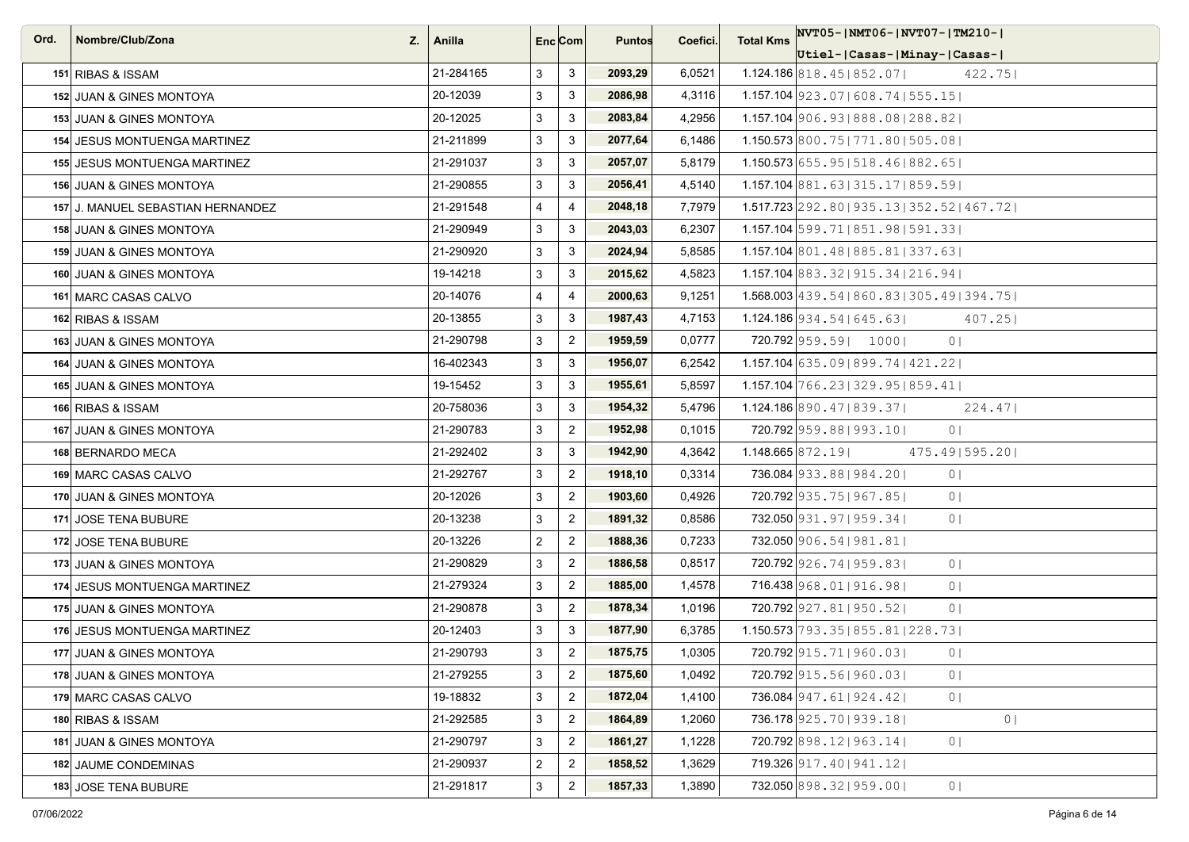| Ord. | Nombre/Club/Zona | Z. | Anilla | Enc | Com | Puntos | Coefici. | Total Kms | NVT05-\|NMT06-\|NVT07-\|TM210-\| Utiel-\|Casas-\|Minay-\|Casas-\| |
|---|---|---|---|---|---|---|---|---|---|
| 151 | RIBAS & ISSAM | | 21-284165 | 3 | 3 | 2093,29 | 6,0521 | 1.124.186 | 818.45\|852.07\| 422.75\| |
| 152 | JUAN & GINES MONTOYA | | 20-12039 | 3 | 3 | 2086,98 | 4,3116 | 1.157.104 | 923.07\|608.74\|555.15\| |
| 153 | JUAN & GINES MONTOYA | | 20-12025 | 3 | 3 | 2083,84 | 4,2956 | 1.157.104 | 906.93\|888.08\|288.82\| |
| 154 | JESUS MONTUENGA MARTINEZ | | 21-211899 | 3 | 3 | 2077,64 | 6,1486 | 1.150.573 | 800.75\|771.80\|505.08\| |
| 155 | JESUS MONTUENGA MARTINEZ | | 21-291037 | 3 | 3 | 2057,07 | 5,8179 | 1.150.573 | 655.95\|518.46\|882.65\| |
| 156 | JUAN & GINES MONTOYA | | 21-290855 | 3 | 3 | 2056,41 | 4,5140 | 1.157.104 | 881.63\|315.17\|859.59\| |
| 157 | J. MANUEL SEBASTIAN HERNANDEZ | | 21-291548 | 4 | 4 | 2048,18 | 7,7979 | 1.517.723 | 292.80\|935.13\|352.52\|467.72\| |
| 158 | JUAN & GINES MONTOYA | | 21-290949 | 3 | 3 | 2043,03 | 6,2307 | 1.157.104 | 599.71\|851.98\|591.33\| |
| 159 | JUAN & GINES MONTOYA | | 21-290920 | 3 | 3 | 2024,94 | 5,8585 | 1.157.104 | 801.48\|885.81\|337.63\| |
| 160 | JUAN & GINES MONTOYA | | 19-14218 | 3 | 3 | 2015,62 | 4,5823 | 1.157.104 | 883.32\|915.34\|216.94\| |
| 161 | MARC CASAS CALVO | | 20-14076 | 4 | 4 | 2000,63 | 9,1251 | 1.568.003 | 439.54\|860.83\|305.49\|394.75\| |
| 162 | RIBAS & ISSAM | | 20-13855 | 3 | 3 | 1987,43 | 4,7153 | 1.124.186 | 934.54\|645.63\| 407.25\| |
| 163 | JUAN & GINES MONTOYA | | 21-290798 | 3 | 2 | 1959,59 | 0,0777 | 720.792 | 959.59\| 1000\| 0\| |
| 164 | JUAN & GINES MONTOYA | | 16-402343 | 3 | 3 | 1956,07 | 6,2542 | 1.157.104 | 635.09\|899.74\|421.22\| |
| 165 | JUAN & GINES MONTOYA | | 19-15452 | 3 | 3 | 1955,61 | 5,8597 | 1.157.104 | 766.23\|329.95\|859.41\| |
| 166 | RIBAS & ISSAM | | 20-758036 | 3 | 3 | 1954,32 | 5,4796 | 1.124.186 | 890.47\|839.37\| 224.47\| |
| 167 | JUAN & GINES MONTOYA | | 21-290783 | 3 | 2 | 1952,98 | 0,1015 | 720.792 | 959.88\|993.10\| 0\| |
| 168 | BERNARDO MECA | | 21-292402 | 3 | 3 | 1942,90 | 4,3642 | 1.148.665 | 872.19\| 475.49\|595.20\| |
| 169 | MARC CASAS CALVO | | 21-292767 | 3 | 2 | 1918,10 | 0,3314 | 736.084 | 933.88\|984.20\| 0\| |
| 170 | JUAN & GINES MONTOYA | | 20-12026 | 3 | 2 | 1903,60 | 0,4926 | 720.792 | 935.75\|967.85\| 0\| |
| 171 | JOSE TENA BUBURE | | 20-13238 | 3 | 2 | 1891,32 | 0,8586 | 732.050 | 931.97\|959.34\| 0\| |
| 172 | JOSE TENA BUBURE | | 20-13226 | 2 | 2 | 1888,36 | 0,7233 | 732.050 | 906.54\|981.81\| |
| 173 | JUAN & GINES MONTOYA | | 21-290829 | 3 | 2 | 1886,58 | 0,8517 | 720.792 | 926.74\|959.83\| 0\| |
| 174 | JESUS MONTUENGA MARTINEZ | | 21-279324 | 3 | 2 | 1885,00 | 1,4578 | 716.438 | 968.01\|916.98\| 0\| |
| 175 | JUAN & GINES MONTOYA | | 21-290878 | 3 | 2 | 1878,34 | 1,0196 | 720.792 | 927.81\|950.52\| 0\| |
| 176 | JESUS MONTUENGA MARTINEZ | | 20-12403 | 3 | 3 | 1877,90 | 6,3785 | 1.150.573 | 793.35\|855.81\|228.73\| |
| 177 | JUAN & GINES MONTOYA | | 21-290793 | 3 | 2 | 1875,75 | 1,0305 | 720.792 | 915.71\|960.03\| 0\| |
| 178 | JUAN & GINES MONTOYA | | 21-279255 | 3 | 2 | 1875,60 | 1,0492 | 720.792 | 915.56\|960.03\| 0\| |
| 179 | MARC CASAS CALVO | | 19-18832 | 3 | 2 | 1872,04 | 1,4100 | 736.084 | 947.61\|924.42\| 0\| |
| 180 | RIBAS & ISSAM | | 21-292585 | 3 | 2 | 1864,89 | 1,2060 | 736.178 | 925.70\|939.18\| 0\| |
| 181 | JUAN & GINES MONTOYA | | 21-290797 | 3 | 2 | 1861,27 | 1,1228 | 720.792 | 898.12\|963.14\| 0\| |
| 182 | JAUME CONDEMINAS | | 21-290937 | 2 | 2 | 1858,52 | 1,3629 | 719.326 | 917.40\|941.12\| |
| 183 | JOSE TENA BUBURE | | 21-291817 | 3 | 2 | 1857,33 | 1,3890 | 732.050 | 898.32\|959.00\| 0\| |

07/06/2022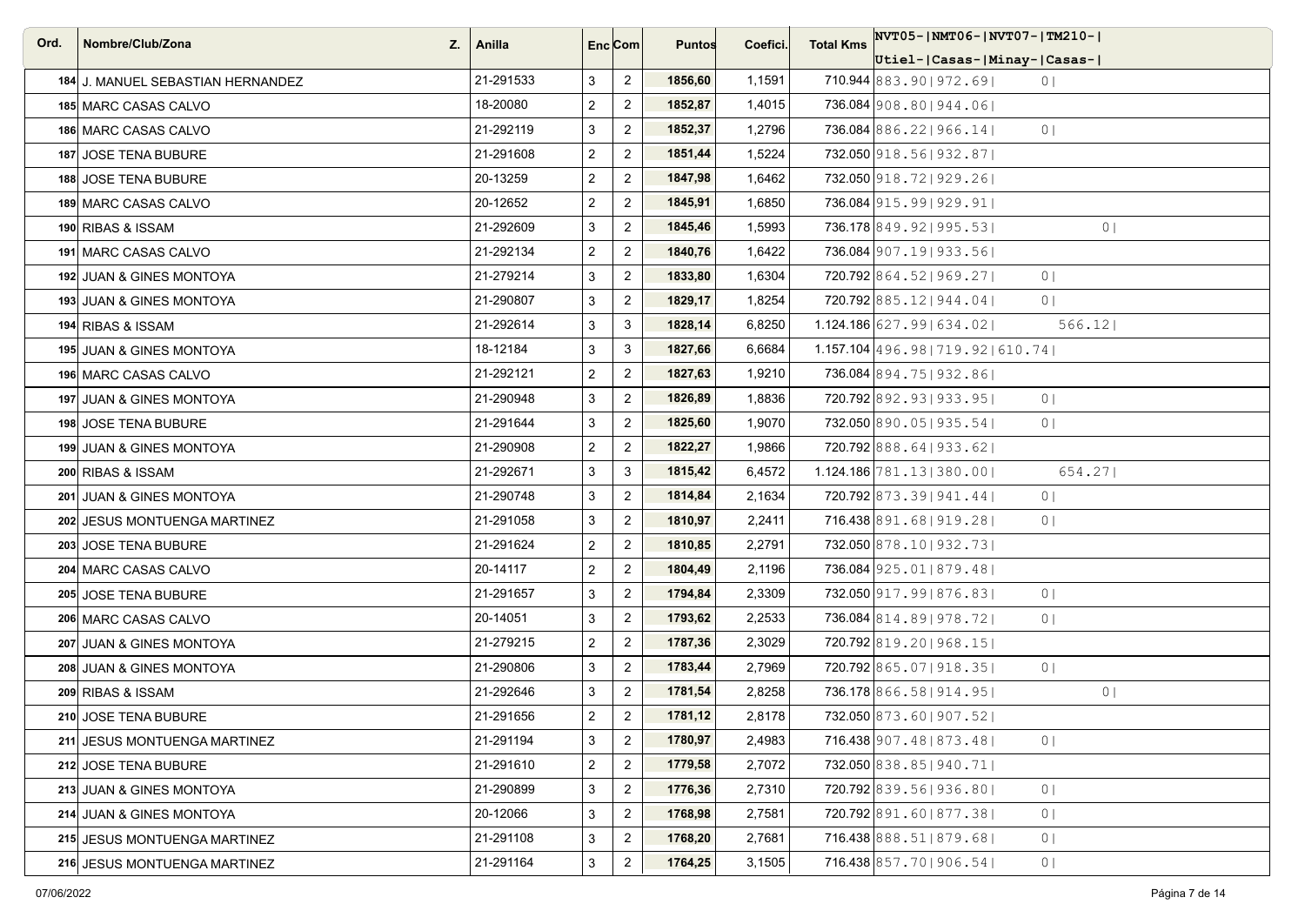| Ord. | Nombre/Club/Zona | Z. | Anilla | Enc | Com | Puntos | Coefici. | Total Kms | NVT05-\|NMT06-\|NVT07-\|TM210-\| Utiel-\|Casas-\|Minay-\|Casas-\| |
|---|---|---|---|---|---|---|---|---|---|
| 184 | J. MANUEL SEBASTIAN HERNANDEZ | | 21-291533 | 3 | 2 | 1856,60 | 1,1591 | 710.944 | 883.90\|972.69\| 0\| |
| 185 | MARC CASAS CALVO | | 18-20080 | 2 | 2 | 1852,87 | 1,4015 | 736.084 | 908.80\|944.06\| |
| 186 | MARC CASAS CALVO | | 21-292119 | 3 | 2 | 1852,37 | 1,2796 | 736.084 | 886.22\|966.14\| 0\| |
| 187 | JOSE TENA BUBURE | | 21-291608 | 2 | 2 | 1851,44 | 1,5224 | 732.050 | 918.56\|932.87\| |
| 188 | JOSE TENA BUBURE | | 20-13259 | 2 | 2 | 1847,98 | 1,6462 | 732.050 | 918.72\|929.26\| |
| 189 | MARC CASAS CALVO | | 20-12652 | 2 | 2 | 1845,91 | 1,6850 | 736.084 | 915.99\|929.91\| |
| 190 | RIBAS & ISSAM | | 21-292609 | 3 | 2 | 1845,46 | 1,5993 | 736.178 | 849.92\|995.53\| 0\| |
| 191 | MARC CASAS CALVO | | 21-292134 | 2 | 2 | 1840,76 | 1,6422 | 736.084 | 907.19\|933.56\| |
| 192 | JUAN & GINES MONTOYA | | 21-279214 | 3 | 2 | 1833,80 | 1,6304 | 720.792 | 864.52\|969.27\| 0\| |
| 193 | JUAN & GINES MONTOYA | | 21-290807 | 3 | 2 | 1829,17 | 1,8254 | 720.792 | 885.12\|944.04\| 0\| |
| 194 | RIBAS & ISSAM | | 21-292614 | 3 | 3 | 1828,14 | 6,8250 | 1.124.186 | 627.99\|634.02\| 566.12\| |
| 195 | JUAN & GINES MONTOYA | | 18-12184 | 3 | 3 | 1827,66 | 6,6684 | 1.157.104 | 496.98\|719.92\|610.74\| |
| 196 | MARC CASAS CALVO | | 21-292121 | 2 | 2 | 1827,63 | 1,9210 | 736.084 | 894.75\|932.86\| |
| 197 | JUAN & GINES MONTOYA | | 21-290948 | 3 | 2 | 1826,89 | 1,8836 | 720.792 | 892.93\|933.95\| 0\| |
| 198 | JOSE TENA BUBURE | | 21-291644 | 3 | 2 | 1825,60 | 1,9070 | 732.050 | 890.05\|935.54\| 0\| |
| 199 | JUAN & GINES MONTOYA | | 21-290908 | 2 | 2 | 1822,27 | 1,9866 | 720.792 | 888.64\|933.62\| |
| 200 | RIBAS & ISSAM | | 21-292671 | 3 | 3 | 1815,42 | 6,4572 | 1.124.186 | 781.13\|380.00\| 654.27\| |
| 201 | JUAN & GINES MONTOYA | | 21-290748 | 3 | 2 | 1814,84 | 2,1634 | 720.792 | 873.39\|941.44\| 0\| |
| 202 | JESUS MONTUENGA MARTINEZ | | 21-291058 | 3 | 2 | 1810,97 | 2,2411 | 716.438 | 891.68\|919.28\| 0\| |
| 203 | JOSE TENA BUBURE | | 21-291624 | 2 | 2 | 1810,85 | 2,2791 | 732.050 | 878.10\|932.73\| |
| 204 | MARC CASAS CALVO | | 20-14117 | 2 | 2 | 1804,49 | 2,1196 | 736.084 | 925.01\|879.48\| |
| 205 | JOSE TENA BUBURE | | 21-291657 | 3 | 2 | 1794,84 | 2,3309 | 732.050 | 917.99\|876.83\| 0\| |
| 206 | MARC CASAS CALVO | | 20-14051 | 3 | 2 | 1793,62 | 2,2533 | 736.084 | 814.89\|978.72\| 0\| |
| 207 | JUAN & GINES MONTOYA | | 21-279215 | 2 | 2 | 1787,36 | 2,3029 | 720.792 | 819.20\|968.15\| |
| 208 | JUAN & GINES MONTOYA | | 21-290806 | 3 | 2 | 1783,44 | 2,7969 | 720.792 | 865.07\|918.35\| 0\| |
| 209 | RIBAS & ISSAM | | 21-292646 | 3 | 2 | 1781,54 | 2,8258 | 736.178 | 866.58\|914.95\| 0\| |
| 210 | JOSE TENA BUBURE | | 21-291656 | 2 | 2 | 1781,12 | 2,8178 | 732.050 | 873.60\|907.52\| |
| 211 | JESUS MONTUENGA MARTINEZ | | 21-291194 | 3 | 2 | 1780,97 | 2,4983 | 716.438 | 907.48\|873.48\| 0\| |
| 212 | JOSE TENA BUBURE | | 21-291610 | 2 | 2 | 1779,58 | 2,7072 | 732.050 | 838.85\|940.71\| |
| 213 | JUAN & GINES MONTOYA | | 21-290899 | 3 | 2 | 1776,36 | 2,7310 | 720.792 | 839.56\|936.80\| 0\| |
| 214 | JUAN & GINES MONTOYA | | 20-12066 | 3 | 2 | 1768,98 | 2,7581 | 720.792 | 891.60\|877.38\| 0\| |
| 215 | JESUS MONTUENGA MARTINEZ | | 21-291108 | 3 | 2 | 1768,20 | 2,7681 | 716.438 | 888.51\|879.68\| 0\| |
| 216 | JESUS MONTUENGA MARTINEZ | | 21-291164 | 3 | 2 | 1764,25 | 3,1505 | 716.438 | 857.70\|906.54\| 0\| |

07/06/2022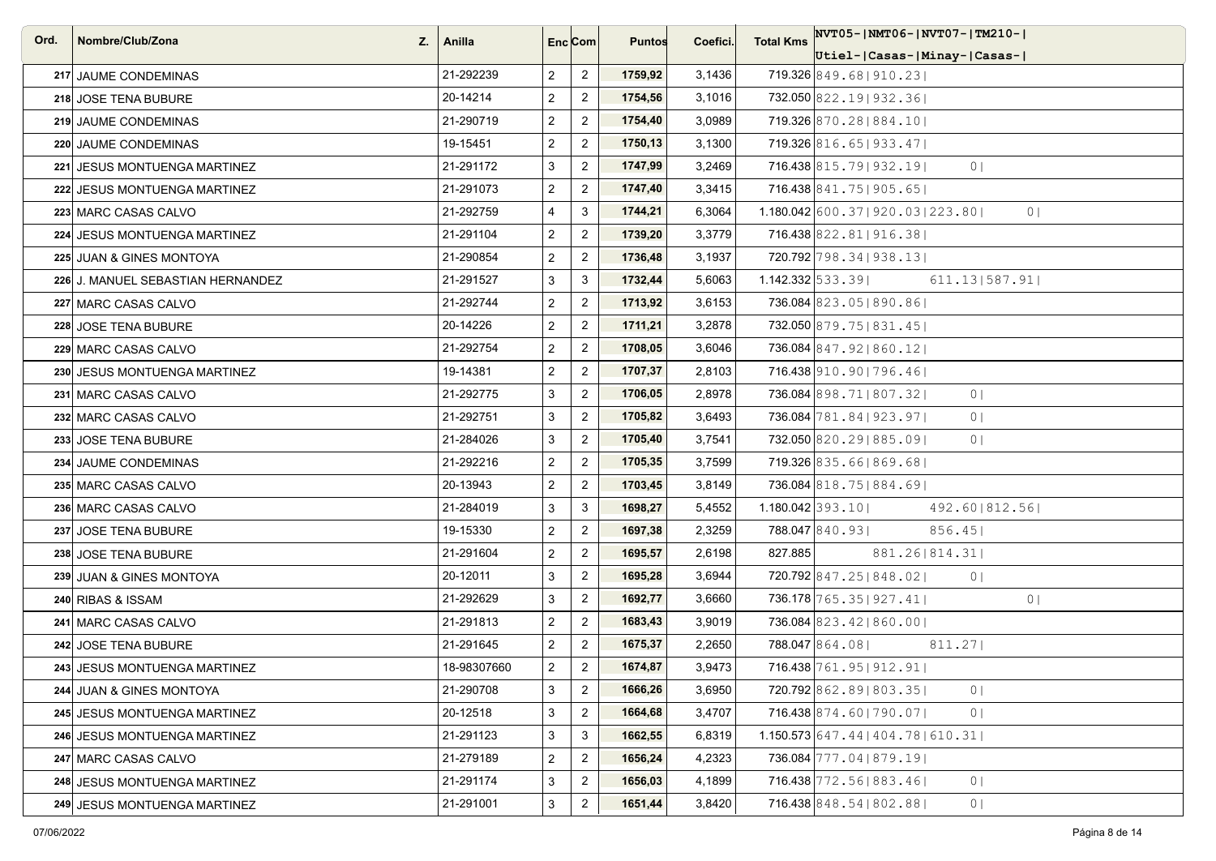| Ord. | Nombre/Club/Zona | Z. | Anilla | Enc | Com | Puntos | Coefici. | Total Kms | NVT05- Utiel- | NMT06- Casas- | NVT07- Minay- | TM210- Casas- |
|---|---|---|---|---|---|---|---|---|---|---|---|---|
| 217 | JAUME CONDEMINAS | | 21-292239 | 2 | 2 | **1759,92** | 3,1436 | 719.326 | 849.68 | 910.23 | | |
| 218 | JOSE TENA BUBURE | | 20-14214 | 2 | 2 | **1754,56** | 3,1016 | 732.050 | 822.19 | 932.36 | | |
| 219 | JAUME CONDEMINAS | | 21-290719 | 2 | 2 | **1754,40** | 3,0989 | 719.326 | 870.28 | 884.10 | | |
| 220 | JAUME CONDEMINAS | | 19-15451 | 2 | 2 | **1750,13** | 3,1300 | 719.326 | 816.65 | 933.47 | | |
| 221 | JESUS MONTUENGA MARTINEZ | | 21-291172 | 3 | 2 | **1747,99** | 3,2469 | 716.438 | 815.79 | 932.19 | 0 | |
| 222 | JESUS MONTUENGA MARTINEZ | | 21-291073 | 2 | 2 | **1747,40** | 3,3415 | 716.438 | 841.75 | 905.65 | | |
| 223 | MARC CASAS CALVO | | 21-292759 | 4 | 3 | **1744,21** | 6,3064 | 1.180.042 | 600.37 | 920.03 | 223.80 | 0 |
| 224 | JESUS MONTUENGA MARTINEZ | | 21-291104 | 2 | 2 | **1739,20** | 3,3779 | 716.438 | 822.81 | 916.38 | | |
| 225 | JUAN & GINES MONTOYA | | 21-290854 | 2 | 2 | **1736,48** | 3,1937 | 720.792 | 798.34 | 938.13 | | |
| 226 | J. MANUEL SEBASTIAN HERNANDEZ | | 21-291527 | 3 | 3 | **1732,44** | 5,6063 | 1.142.332 | 533.39 | | 611.13 | 587.91 |
| 227 | MARC CASAS CALVO | | 21-292744 | 2 | 2 | **1713,92** | 3,6153 | 736.084 | 823.05 | 890.86 | | |
| 228 | JOSE TENA BUBURE | | 20-14226 | 2 | 2 | **1711,21** | 3,2878 | 732.050 | 879.75 | 831.45 | | |
| 229 | MARC CASAS CALVO | | 21-292754 | 2 | 2 | **1708,05** | 3,6046 | 736.084 | 847.92 | 860.12 | | |
| 230 | JESUS MONTUENGA MARTINEZ | | 19-14381 | 2 | 2 | **1707,37** | 2,8103 | 716.438 | 910.90 | 796.46 | | |
| 231 | MARC CASAS CALVO | | 21-292775 | 3 | 2 | **1706,05** | 2,8978 | 736.084 | 898.71 | 807.32 | 0 | |
| 232 | MARC CASAS CALVO | | 21-292751 | 3 | 2 | **1705,82** | 3,6493 | 736.084 | 781.84 | 923.97 | 0 | |
| 233 | JOSE TENA BUBURE | | 21-284026 | 3 | 2 | **1705,40** | 3,7541 | 732.050 | 820.29 | 885.09 | 0 | |
| 234 | JAUME CONDEMINAS | | 21-292216 | 2 | 2 | **1705,35** | 3,7599 | 719.326 | 835.66 | 869.68 | | |
| 235 | MARC CASAS CALVO | | 20-13943 | 2 | 2 | **1703,45** | 3,8149 | 736.084 | 818.75 | 884.69 | | |
| 236 | MARC CASAS CALVO | | 21-284019 | 3 | 3 | **1698,27** | 5,4552 | 1.180.042 | 393.10 | | 492.60 | 812.56 |
| 237 | JOSE TENA BUBURE | | 19-15330 | 2 | 2 | **1697,38** | 2,3259 | 788.047 | 840.93 | | 856.45 | |
| 238 | JOSE TENA BUBURE | | 21-291604 | 2 | 2 | **1695,57** | 2,6198 | 827.885 | | 881.26 | 814.31 | |
| 239 | JUAN & GINES MONTOYA | | 20-12011 | 3 | 2 | **1695,28** | 3,6944 | 720.792 | 847.25 | 848.02 | 0 | |
| 240 | RIBAS & ISSAM | | 21-292629 | 3 | 2 | **1692,77** | 3,6660 | 736.178 | 765.35 | 927.41 | | 0 |
| 241 | MARC CASAS CALVO | | 21-291813 | 2 | 2 | **1683,43** | 3,9019 | 736.084 | 823.42 | 860.00 | | |
| 242 | JOSE TENA BUBURE | | 21-291645 | 2 | 2 | **1675,37** | 2,2650 | 788.047 | 864.08 | | 811.27 | |
| 243 | JESUS MONTUENGA MARTINEZ | | 18-98307660 | 2 | 2 | **1674,87** | 3,9473 | 716.438 | 761.95 | 912.91 | | |
| 244 | JUAN & GINES MONTOYA | | 21-290708 | 3 | 2 | **1666,26** | 3,6950 | 720.792 | 862.89 | 803.35 | 0 | |
| 245 | JESUS MONTUENGA MARTINEZ | | 20-12518 | 3 | 2 | **1664,68** | 3,4707 | 716.438 | 874.60 | 790.07 | 0 | |
| 246 | JESUS MONTUENGA MARTINEZ | | 21-291123 | 3 | 3 | **1662,55** | 6,8319 | 1.150.573 | 647.44 | 404.78 | 610.31 | |
| 247 | MARC CASAS CALVO | | 21-279189 | 2 | 2 | **1656,24** | 4,2323 | 736.084 | 777.04 | 879.19 | | |
| 248 | JESUS MONTUENGA MARTINEZ | | 21-291174 | 3 | 2 | **1656,03** | 4,1899 | 716.438 | 772.56 | 883.46 | 0 | |
| 249 | JESUS MONTUENGA MARTINEZ | | 21-291001 | 3 | 2 | **1651,44** | 3,8420 | 716.438 | 848.54 | 802.88 | 0 | |

07/06/2022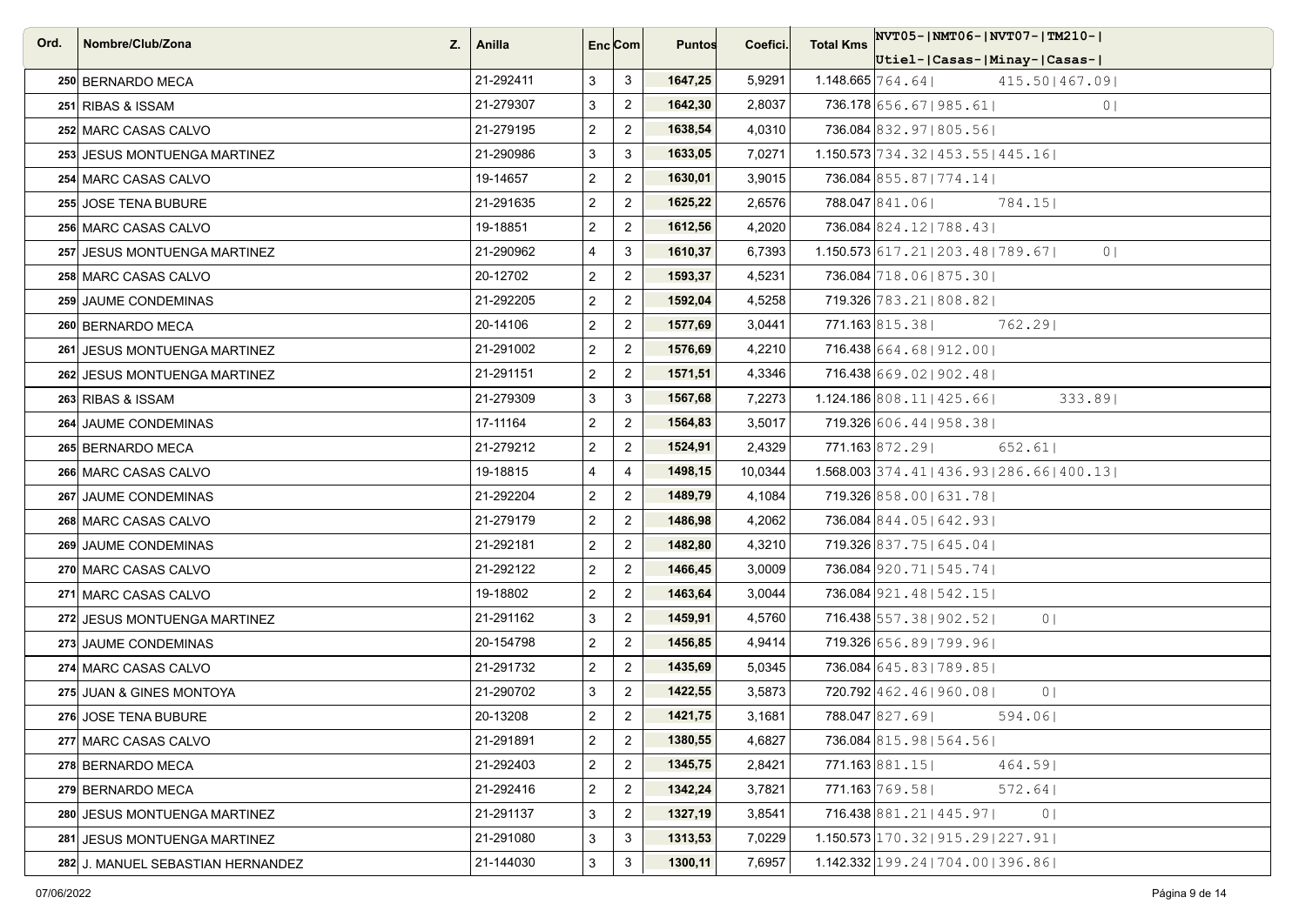| Ord. | Nombre/Club/Zona | Z. | Anilla | Enc | Com | Puntos | Coefici. | Total Kms | NVT05- Utiel- | NMT06- Casas- | NVT07- Minay- | TM210- Casas- |
|---|---|---|---|---|---|---|---|---|---|---|---|---|
| 250 | BERNARDO MECA | | 21-292411 | 3 | 3 | **1647,25** | 5,9291 | 1.148.665 | 764.64 | | 415.50 | 467.09 |
| 251 | RIBAS & ISSAM | | 21-279307 | 3 | 2 | **1642,30** | 2,8037 | 736.178 | 656.67 | 985.61 | | 0 |
| 252 | MARC CASAS CALVO | | 21-279195 | 2 | 2 | **1638,54** | 4,0310 | 736.084 | 832.97 | 805.56 | | |
| 253 | JESUS MONTUENGA MARTINEZ | | 21-290986 | 3 | 3 | **1633,05** | 7,0271 | 1.150.573 | 734.32 | 453.55 | 445.16 | |
| 254 | MARC CASAS CALVO | | 19-14657 | 2 | 2 | **1630,01** | 3,9015 | 736.084 | 855.87 | 774.14 | | |
| 255 | JOSE TENA BUBURE | | 21-291635 | 2 | 2 | **1625,22** | 2,6576 | 788.047 | 841.06 | | 784.15 | |
| 256 | MARC CASAS CALVO | | 19-18851 | 2 | 2 | **1612,56** | 4,2020 | 736.084 | 824.12 | 788.43 | | |
| 257 | JESUS MONTUENGA MARTINEZ | | 21-290962 | 4 | 3 | **1610,37** | 6,7393 | 1.150.573 | 617.21 | 203.48 | 789.67 | 0 |
| 258 | MARC CASAS CALVO | | 20-12702 | 2 | 2 | **1593,37** | 4,5231 | 736.084 | 718.06 | 875.30 | | |
| 259 | JAUME CONDEMINAS | | 21-292205 | 2 | 2 | **1592,04** | 4,5258 | 719.326 | 783.21 | 808.82 | | |
| 260 | BERNARDO MECA | | 20-14106 | 2 | 2 | **1577,69** | 3,0441 | 771.163 | 815.38 | | 762.29 | |
| 261 | JESUS MONTUENGA MARTINEZ | | 21-291002 | 2 | 2 | **1576,69** | 4,2210 | 716.438 | 664.68 | 912.00 | | |
| 262 | JESUS MONTUENGA MARTINEZ | | 21-291151 | 2 | 2 | **1571,51** | 4,3346 | 716.438 | 669.02 | 902.48 | | |
| 263 | RIBAS & ISSAM | | 21-279309 | 3 | 3 | **1567,68** | 7,2273 | 1.124.186 | 808.11 | 425.66 | | 333.89 |
| 264 | JAUME CONDEMINAS | | 17-11164 | 2 | 2 | **1564,83** | 3,5017 | 719.326 | 606.44 | 958.38 | | |
| 265 | BERNARDO MECA | | 21-279212 | 2 | 2 | **1524,91** | 2,4329 | 771.163 | 872.29 | | 652.61 | |
| 266 | MARC CASAS CALVO | | 19-18815 | 4 | 4 | **1498,15** | 10,0344 | 1.568.003 | 374.41 | 436.93 | 286.66 | 400.13 |
| 267 | JAUME CONDEMINAS | | 21-292204 | 2 | 2 | **1489,79** | 4,1084 | 719.326 | 858.00 | 631.78 | | |
| 268 | MARC CASAS CALVO | | 21-279179 | 2 | 2 | **1486,98** | 4,2062 | 736.084 | 844.05 | 642.93 | | |
| 269 | JAUME CONDEMINAS | | 21-292181 | 2 | 2 | **1482,80** | 4,3210 | 719.326 | 837.75 | 645.04 | | |
| 270 | MARC CASAS CALVO | | 21-292122 | 2 | 2 | **1466,45** | 3,0009 | 736.084 | 920.71 | 545.74 | | |
| 271 | MARC CASAS CALVO | | 19-18802 | 2 | 2 | **1463,64** | 3,0044 | 736.084 | 921.48 | 542.15 | | |
| 272 | JESUS MONTUENGA MARTINEZ | | 21-291162 | 3 | 2 | **1459,91** | 4,5760 | 716.438 | 557.38 | 902.52 | 0 | |
| 273 | JAUME CONDEMINAS | | 20-154798 | 2 | 2 | **1456,85** | 4,9414 | 719.326 | 656.89 | 799.96 | | |
| 274 | MARC CASAS CALVO | | 21-291732 | 2 | 2 | **1435,69** | 5,0345 | 736.084 | 645.83 | 789.85 | | |
| 275 | JUAN & GINES MONTOYA | | 21-290702 | 3 | 2 | **1422,55** | 3,5873 | 720.792 | 462.46 | 960.08 | 0 | |
| 276 | JOSE TENA BUBURE | | 20-13208 | 2 | 2 | **1421,75** | 3,1681 | 788.047 | 827.69 | | 594.06 | |
| 277 | MARC CASAS CALVO | | 21-291891 | 2 | 2 | **1380,55** | 4,6827 | 736.084 | 815.98 | 564.56 | | |
| 278 | BERNARDO MECA | | 21-292403 | 2 | 2 | **1345,75** | 2,8421 | 771.163 | 881.15 | | 464.59 | |
| 279 | BERNARDO MECA | | 21-292416 | 2 | 2 | **1342,24** | 3,7821 | 771.163 | 769.58 | | 572.64 | |
| 280 | JESUS MONTUENGA MARTINEZ | | 21-291137 | 3 | 2 | **1327,19** | 3,8541 | 716.438 | 881.21 | 445.97 | 0 | |
| 281 | JESUS MONTUENGA MARTINEZ | | 21-291080 | 3 | 3 | **1313,53** | 7,0229 | 1.150.573 | 170.32 | 915.29 | 227.91 | |
| 282 | J. MANUEL SEBASTIAN HERNANDEZ | | 21-144030 | 3 | 3 | **1300,11** | 7,6957 | 1.142.332 | 199.24 | 704.00 | 396.86 | |

07/06/2022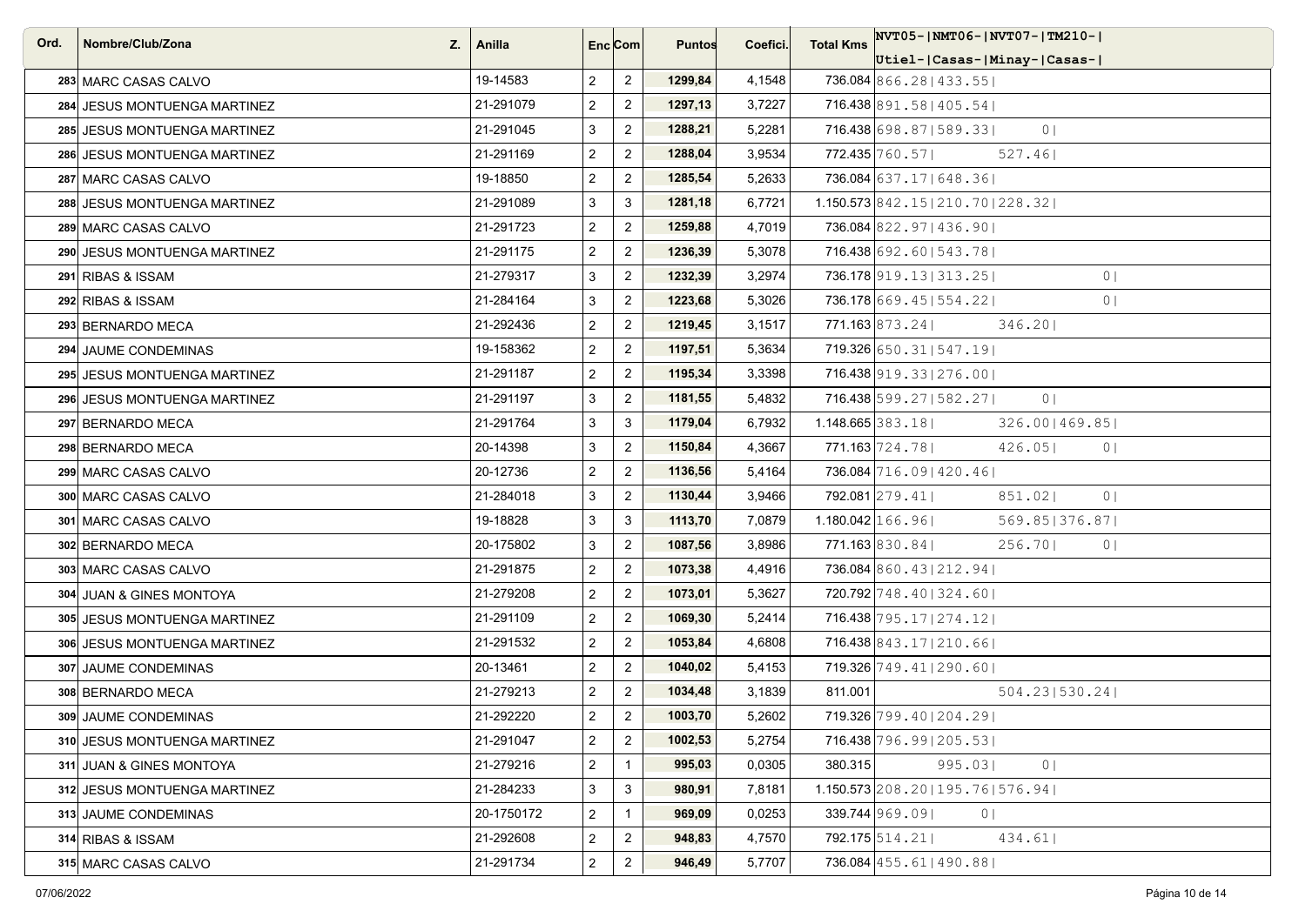| Ord. | Nombre/Club/Zona | Z. | Anilla | Enc | Com | Puntos | Coefici. | Total Kms | NVT05- Utiel- | NMT06- Casas- | NVT07- Minay- | TM210- Casas- |
|---|---|---|---|---|---|---|---|---|---|---|---|---|
| 283 | MARC CASAS CALVO | | 19-14583 | 2 | 2 | **1299,84** | 4,1548 | 736.084 | 866.28 | 433.55 | | |
| 284 | JESUS MONTUENGA MARTINEZ | | 21-291079 | 2 | 2 | **1297,13** | 3,7227 | 716.438 | 891.58 | 405.54 | | |
| 285 | JESUS MONTUENGA MARTINEZ | | 21-291045 | 3 | 2 | **1288,21** | 5,2281 | 716.438 | 698.87 | 589.33 | 0 | |
| 286 | JESUS MONTUENGA MARTINEZ | | 21-291169 | 2 | 2 | **1288,04** | 3,9534 | 772.435 | 760.57 | | 527.46 | |
| 287 | MARC CASAS CALVO | | 19-18850 | 2 | 2 | **1285,54** | 5,2633 | 736.084 | 637.17 | 648.36 | | |
| 288 | JESUS MONTUENGA MARTINEZ | | 21-291089 | 3 | 3 | **1281,18** | 6,7721 | 1.150.573 | 842.15 | 210.70 | 228.32 | |
| 289 | MARC CASAS CALVO | | 21-291723 | 2 | 2 | **1259,88** | 4,7019 | 736.084 | 822.97 | 436.90 | | |
| 290 | JESUS MONTUENGA MARTINEZ | | 21-291175 | 2 | 2 | **1236,39** | 5,3078 | 716.438 | 692.60 | 543.78 | | |
| 291 | RIBAS & ISSAM | | 21-279317 | 3 | 2 | **1232,39** | 3,2974 | 736.178 | 919.13 | 313.25 | | 0 |
| 292 | RIBAS & ISSAM | | 21-284164 | 3 | 2 | **1223,68** | 5,3026 | 736.178 | 669.45 | 554.22 | | 0 |
| 293 | BERNARDO MECA | | 21-292436 | 2 | 2 | **1219,45** | 3,1517 | 771.163 | 873.24 | | 346.20 | |
| 294 | JAUME CONDEMINAS | | 19-158362 | 2 | 2 | **1197,51** | 5,3634 | 719.326 | 650.31 | 547.19 | | |
| 295 | JESUS MONTUENGA MARTINEZ | | 21-291187 | 2 | 2 | **1195,34** | 3,3398 | 716.438 | 919.33 | 276.00 | | |
| 296 | JESUS MONTUENGA MARTINEZ | | 21-291197 | 3 | 2 | **1181,55** | 5,4832 | 716.438 | 599.27 | 582.27 | 0 | |
| 297 | BERNARDO MECA | | 21-291764 | 3 | 3 | **1179,04** | 6,7932 | 1.148.665 | 383.18 | | 326.00 | 469.85 |
| 298 | BERNARDO MECA | | 20-14398 | 3 | 2 | **1150,84** | 4,3667 | 771.163 | 724.78 | | 426.05 | 0 |
| 299 | MARC CASAS CALVO | | 20-12736 | 2 | 2 | **1136,56** | 5,4164 | 736.084 | 716.09 | 420.46 | | |
| 300 | MARC CASAS CALVO | | 21-284018 | 3 | 2 | **1130,44** | 3,9466 | 792.081 | 279.41 | | 851.02 | 0 |
| 301 | MARC CASAS CALVO | | 19-18828 | 3 | 3 | **1113,70** | 7,0879 | 1.180.042 | 166.96 | | 569.85 | 376.87 |
| 302 | BERNARDO MECA | | 20-175802 | 3 | 2 | **1087,56** | 3,8986 | 771.163 | 830.84 | | 256.70 | 0 |
| 303 | MARC CASAS CALVO | | 21-291875 | 2 | 2 | **1073,38** | 4,4916 | 736.084 | 860.43 | 212.94 | | |
| 304 | JUAN & GINES MONTOYA | | 21-279208 | 2 | 2 | **1073,01** | 5,3627 | 720.792 | 748.40 | 324.60 | | |
| 305 | JESUS MONTUENGA MARTINEZ | | 21-291109 | 2 | 2 | **1069,30** | 5,2414 | 716.438 | 795.17 | 274.12 | | |
| 306 | JESUS MONTUENGA MARTINEZ | | 21-291532 | 2 | 2 | **1053,84** | 4,6808 | 716.438 | 843.17 | 210.66 | | |
| 307 | JAUME CONDEMINAS | | 20-13461 | 2 | 2 | **1040,02** | 5,4153 | 719.326 | 749.41 | 290.60 | | |
| 308 | BERNARDO MECA | | 21-279213 | 2 | 2 | **1034,48** | 3,1839 | 811.001 | | | 504.23 | 530.24 |
| 309 | JAUME CONDEMINAS | | 21-292220 | 2 | 2 | **1003,70** | 5,2602 | 719.326 | 799.40 | 204.29 | | |
| 310 | JESUS MONTUENGA MARTINEZ | | 21-291047 | 2 | 2 | **1002,53** | 5,2754 | 716.438 | 796.99 | 205.53 | | |
| 311 | JUAN & GINES MONTOYA | | 21-279216 | 2 | 1 | **995,03** | 0,0305 | 380.315 | | 995.03 | 0 | |
| 312 | JESUS MONTUENGA MARTINEZ | | 21-284233 | 3 | 3 | **980,91** | 7,8181 | 1.150.573 | 208.20 | 195.76 | 576.94 | |
| 313 | JAUME CONDEMINAS | | 20-1750172 | 2 | 1 | **969,09** | 0,0253 | 339.744 | 969.09 | 0 | | |
| 314 | RIBAS & ISSAM | | 21-292608 | 2 | 2 | **948,83** | 4,7570 | 792.175 | 514.21 | | 434.61 | |
| 315 | MARC CASAS CALVO | | 21-291734 | 2 | 2 | **946,49** | 5,7707 | 736.084 | 455.61 | 490.88 | | |

07/06/2022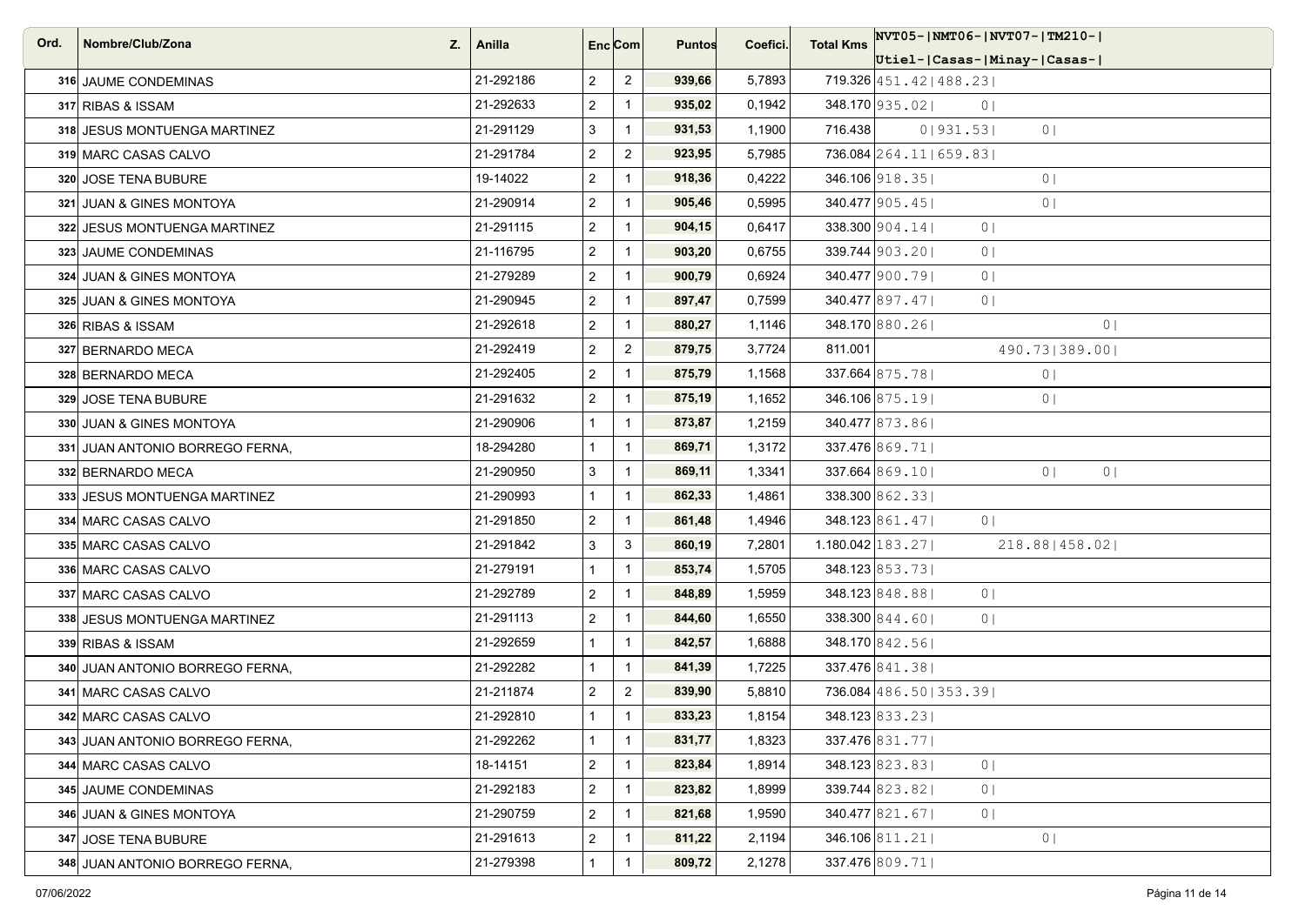| Ord. | Nombre/Club/Zona | Z. | Anilla | Enc | Com | Puntos | Coefici. | Total Kms | NVT05-Utiel- | NMT06-Casas- | NVT07-Minay- | TM210-Casas- |
|---|---|---|---|---|---|---|---|---|---|---|---|---|
| 316 | JAUME CONDEMINAS | | 21-292186 | 2 | 2 | **939,66** | 5,7893 | 719.326 | 451.42 | 488.23 | | |
| 317 | RIBAS & ISSAM | | 21-292633 | 2 | 1 | **935,02** | 0,1942 | 348.170 | 935.02 | 0 | | |
| 318 | JESUS MONTUENGA MARTINEZ | | 21-291129 | 3 | 1 | **931,53** | 1,1900 | 716.438 | 0 | 931.53 | 0 | |
| 319 | MARC CASAS CALVO | | 21-291784 | 2 | 2 | **923,95** | 5,7985 | 736.084 | 264.11 | 659.83 | | |
| 320 | JOSE TENA BUBURE | | 19-14022 | 2 | 1 | **918,36** | 0,4222 | 346.106 | 918.35 | | 0 | |
| 321 | JUAN & GINES MONTOYA | | 21-290914 | 2 | 1 | **905,46** | 0,5995 | 340.477 | 905.45 | | 0 | |
| 322 | JESUS MONTUENGA MARTINEZ | | 21-291115 | 2 | 1 | **904,15** | 0,6417 | 338.300 | 904.14 | 0 | | |
| 323 | JAUME CONDEMINAS | | 21-116795 | 2 | 1 | **903,20** | 0,6755 | 339.744 | 903.20 | 0 | | |
| 324 | JUAN & GINES MONTOYA | | 21-279289 | 2 | 1 | **900,79** | 0,6924 | 340.477 | 900.79 | 0 | | |
| 325 | JUAN & GINES MONTOYA | | 21-290945 | 2 | 1 | **897,47** | 0,7599 | 340.477 | 897.47 | 0 | | |
| 326 | RIBAS & ISSAM | | 21-292618 | 2 | 1 | **880,27** | 1,1146 | 348.170 | 880.26 | | | 0 |
| 327 | BERNARDO MECA | | 21-292419 | 2 | 2 | **879,75** | 3,7724 | 811.001 | | | 490.73 | 389.00 |
| 328 | BERNARDO MECA | | 21-292405 | 2 | 1 | **875,79** | 1,1568 | 337.664 | 875.78 | | 0 | |
| 329 | JOSE TENA BUBURE | | 21-291632 | 2 | 1 | **875,19** | 1,1652 | 346.106 | 875.19 | | 0 | |
| 330 | JUAN & GINES MONTOYA | | 21-290906 | 1 | 1 | **873,87** | 1,2159 | 340.477 | 873.86 | | | |
| 331 | JUAN ANTONIO BORREGO FERNA, | | 18-294280 | 1 | 1 | **869,71** | 1,3172 | 337.476 | 869.71 | | | |
| 332 | BERNARDO MECA | | 21-290950 | 3 | 1 | **869,11** | 1,3341 | 337.664 | 869.10 | | 0 | 0 |
| 333 | JESUS MONTUENGA MARTINEZ | | 21-290993 | 1 | 1 | **862,33** | 1,4861 | 338.300 | 862.33 | | | |
| 334 | MARC CASAS CALVO | | 21-291850 | 2 | 1 | **861,48** | 1,4946 | 348.123 | 861.47 | 0 | | |
| 335 | MARC CASAS CALVO | | 21-291842 | 3 | 3 | **860,19** | 7,2801 | 1.180.042 | 183.27 | | 218.88 | 458.02 |
| 336 | MARC CASAS CALVO | | 21-279191 | 1 | 1 | **853,74** | 1,5705 | 348.123 | 853.73 | | | |
| 337 | MARC CASAS CALVO | | 21-292789 | 2 | 1 | **848,89** | 1,5959 | 348.123 | 848.88 | 0 | | |
| 338 | JESUS MONTUENGA MARTINEZ | | 21-291113 | 2 | 1 | **844,60** | 1,6550 | 338.300 | 844.60 | 0 | | |
| 339 | RIBAS & ISSAM | | 21-292659 | 1 | 1 | **842,57** | 1,6888 | 348.170 | 842.56 | | | |
| 340 | JUAN ANTONIO BORREGO FERNA, | | 21-292282 | 1 | 1 | **841,39** | 1,7225 | 337.476 | 841.38 | | | |
| 341 | MARC CASAS CALVO | | 21-211874 | 2 | 2 | **839,90** | 5,8810 | 736.084 | 486.50 | 353.39 | | |
| 342 | MARC CASAS CALVO | | 21-292810 | 1 | 1 | **833,23** | 1,8154 | 348.123 | 833.23 | | | |
| 343 | JUAN ANTONIO BORREGO FERNA, | | 21-292262 | 1 | 1 | **831,77** | 1,8323 | 337.476 | 831.77 | | | |
| 344 | MARC CASAS CALVO | | 18-14151 | 2 | 1 | **823,84** | 1,8914 | 348.123 | 823.83 | 0 | | |
| 345 | JAUME CONDEMINAS | | 21-292183 | 2 | 1 | **823,82** | 1,8999 | 339.744 | 823.82 | 0 | | |
| 346 | JUAN & GINES MONTOYA | | 21-290759 | 2 | 1 | **821,68** | 1,9590 | 340.477 | 821.67 | 0 | | |
| 347 | JOSE TENA BUBURE | | 21-291613 | 2 | 1 | **811,22** | 2,1194 | 346.106 | 811.21 | | 0 | |
| 348 | JUAN ANTONIO BORREGO FERNA, | | 21-279398 | 1 | 1 | **809,72** | 2,1278 | 337.476 | 809.71 | | | |

07/06/2022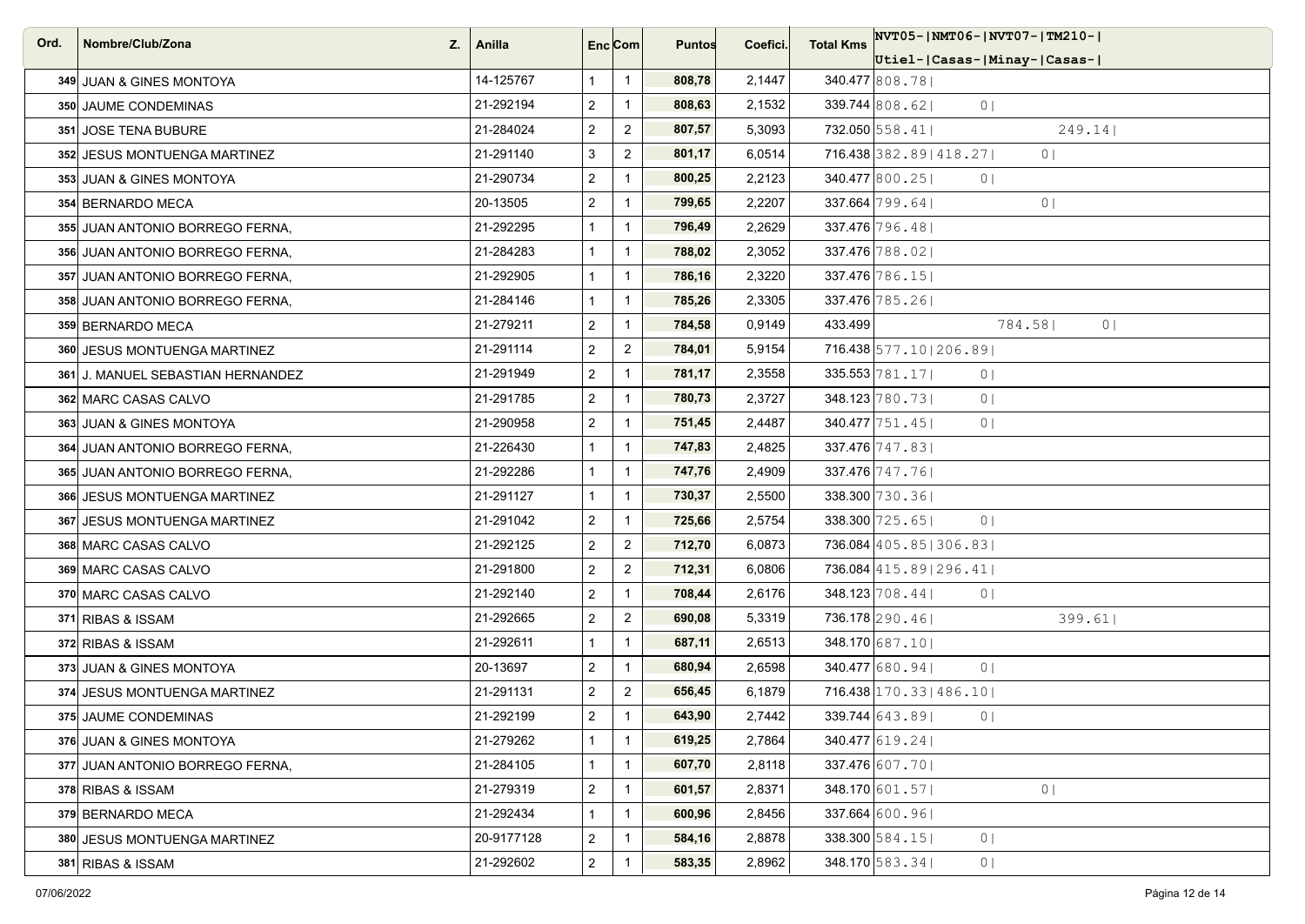| Ord. | Nombre/Club/Zona | Z. | Anilla | Enc | Com | Puntos | Coefici. | Total Kms | NVT05- Utiel- | NMT06- Casas- | NVT07- Minay- | TM210- Casas- |
|---|---|---|---|---|---|---|---|---|---|---|---|---|
| 349 | JUAN & GINES MONTOYA | | 14-125767 | 1 | 1 | 808,78 | 2,1447 | 340.477 | 808.78 | | | |
| 350 | JAUME CONDEMINAS | | 21-292194 | 2 | 1 | 808,63 | 2,1532 | 339.744 | 808.62 | 0 | | |
| 351 | JOSE TENA BUBURE | | 21-284024 | 2 | 2 | 807,57 | 5,3093 | 732.050 | 558.41 | | | 249.14 |
| 352 | JESUS MONTUENGA MARTINEZ | | 21-291140 | 3 | 2 | 801,17 | 6,0514 | 716.438 | 382.89 | 418.27 | 0 | |
| 353 | JUAN & GINES MONTOYA | | 21-290734 | 2 | 1 | 800,25 | 2,2123 | 340.477 | 800.25 | 0 | | |
| 354 | BERNARDO MECA | | 20-13505 | 2 | 1 | 799,65 | 2,2207 | 337.664 | 799.64 | | 0 | |
| 355 | JUAN ANTONIO BORREGO FERNA, | | 21-292295 | 1 | 1 | 796,49 | 2,2629 | 337.476 | 796.48 | | | |
| 356 | JUAN ANTONIO BORREGO FERNA, | | 21-284283 | 1 | 1 | 788,02 | 2,3052 | 337.476 | 788.02 | | | |
| 357 | JUAN ANTONIO BORREGO FERNA, | | 21-292905 | 1 | 1 | 786,16 | 2,3220 | 337.476 | 786.15 | | | |
| 358 | JUAN ANTONIO BORREGO FERNA, | | 21-284146 | 1 | 1 | 785,26 | 2,3305 | 337.476 | 785.26 | | | |
| 359 | BERNARDO MECA | | 21-279211 | 2 | 1 | 784,58 | 0,9149 | 433.499 | | | 784.58 | 0 |
| 360 | JESUS MONTUENGA MARTINEZ | | 21-291114 | 2 | 2 | 784,01 | 5,9154 | 716.438 | 577.10 | 206.89 | | |
| 361 | J. MANUEL SEBASTIAN HERNANDEZ | | 21-291949 | 2 | 1 | 781,17 | 2,3558 | 335.553 | 781.17 | 0 | | |
| 362 | MARC CASAS CALVO | | 21-291785 | 2 | 1 | 780,73 | 2,3727 | 348.123 | 780.73 | 0 | | |
| 363 | JUAN & GINES MONTOYA | | 21-290958 | 2 | 1 | 751,45 | 2,4487 | 340.477 | 751.45 | 0 | | |
| 364 | JUAN ANTONIO BORREGO FERNA, | | 21-226430 | 1 | 1 | 747,83 | 2,4825 | 337.476 | 747.83 | | | |
| 365 | JUAN ANTONIO BORREGO FERNA, | | 21-292286 | 1 | 1 | 747,76 | 2,4909 | 337.476 | 747.76 | | | |
| 366 | JESUS MONTUENGA MARTINEZ | | 21-291127 | 1 | 1 | 730,37 | 2,5500 | 338.300 | 730.36 | | | |
| 367 | JESUS MONTUENGA MARTINEZ | | 21-291042 | 2 | 1 | 725,66 | 2,5754 | 338.300 | 725.65 | 0 | | |
| 368 | MARC CASAS CALVO | | 21-292125 | 2 | 2 | 712,70 | 6,0873 | 736.084 | 405.85 | 306.83 | | |
| 369 | MARC CASAS CALVO | | 21-291800 | 2 | 2 | 712,31 | 6,0806 | 736.084 | 415.89 | 296.41 | | |
| 370 | MARC CASAS CALVO | | 21-292140 | 2 | 1 | 708,44 | 2,6176 | 348.123 | 708.44 | 0 | | |
| 371 | RIBAS & ISSAM | | 21-292665 | 2 | 2 | 690,08 | 5,3319 | 736.178 | 290.46 | | | 399.61 |
| 372 | RIBAS & ISSAM | | 21-292611 | 1 | 1 | 687,11 | 2,6513 | 348.170 | 687.10 | | | |
| 373 | JUAN & GINES MONTOYA | | 20-13697 | 2 | 1 | 680,94 | 2,6598 | 340.477 | 680.94 | 0 | | |
| 374 | JESUS MONTUENGA MARTINEZ | | 21-291131 | 2 | 2 | 656,45 | 6,1879 | 716.438 | 170.33 | 486.10 | | |
| 375 | JAUME CONDEMINAS | | 21-292199 | 2 | 1 | 643,90 | 2,7442 | 339.744 | 643.89 | 0 | | |
| 376 | JUAN & GINES MONTOYA | | 21-279262 | 1 | 1 | 619,25 | 2,7864 | 340.477 | 619.24 | | | |
| 377 | JUAN ANTONIO BORREGO FERNA, | | 21-284105 | 1 | 1 | 607,70 | 2,8118 | 337.476 | 607.70 | | | |
| 378 | RIBAS & ISSAM | | 21-279319 | 2 | 1 | 601,57 | 2,8371 | 348.170 | 601.57 | | 0 | |
| 379 | BERNARDO MECA | | 21-292434 | 1 | 1 | 600,96 | 2,8456 | 337.664 | 600.96 | | | |
| 380 | JESUS MONTUENGA MARTINEZ | | 20-9177128 | 2 | 1 | 584,16 | 2,8878 | 338.300 | 584.15 | 0 | | |
| 381 | RIBAS & ISSAM | | 21-292602 | 2 | 1 | 583,35 | 2,8962 | 348.170 | 583.34 | 0 | | |

07/06/2022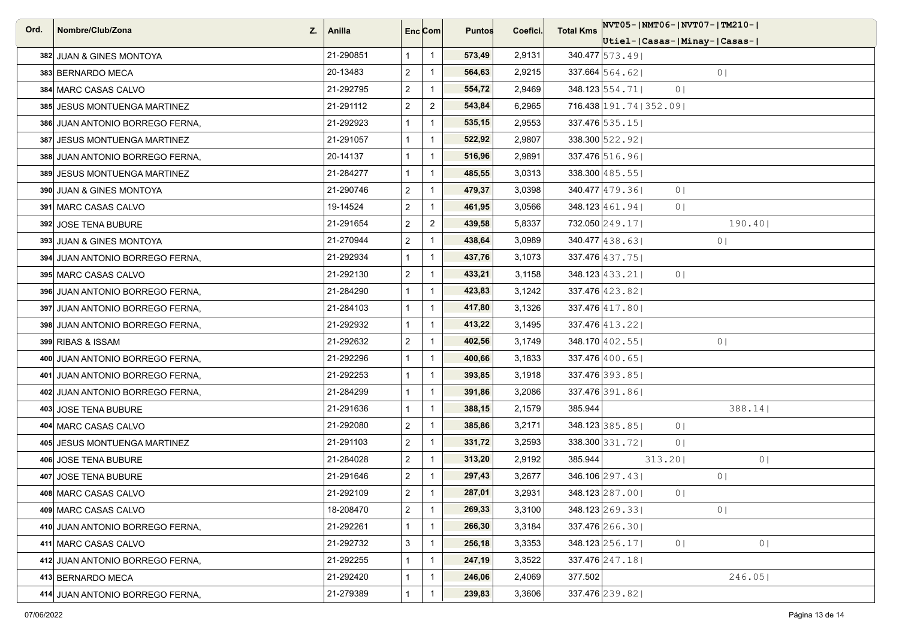| Ord. | Nombre/Club/Zona | Z. | Anilla | Enc | Com | Puntos | Coefici. | Total Kms | NVT05- Utiel- | NMT06- Casas- | NVT07- Minay- | TM210- Casas- |
|---|---|---|---|---|---|---|---|---|---|---|---|---|
| 382 | JUAN & GINES MONTOYA | | 21-290851 | 1 | 1 | **573,49** | 2,9131 | 340.477 | 573.49 | | | |
| 383 | BERNARDO MECA | | 20-13483 | 2 | 1 | **564,63** | 2,9215 | 337.664 | 564.62 | | 0 | |
| 384 | MARC CASAS CALVO | | 21-292795 | 2 | 1 | **554,72** | 2,9469 | 348.123 | 554.71 | 0 | | |
| 385 | JESUS MONTUENGA MARTINEZ | | 21-291112 | 2 | 2 | **543,84** | 6,2965 | 716.438 | 191.74 | 352.09 | | |
| 386 | JUAN ANTONIO BORREGO FERNA, | | 21-292923 | 1 | 1 | **535,15** | 2,9553 | 337.476 | 535.15 | | | |
| 387 | JESUS MONTUENGA MARTINEZ | | 21-291057 | 1 | 1 | **522,92** | 2,9807 | 338.300 | 522.92 | | | |
| 388 | JUAN ANTONIO BORREGO FERNA, | | 20-14137 | 1 | 1 | **516,96** | 2,9891 | 337.476 | 516.96 | | | |
| 389 | JESUS MONTUENGA MARTINEZ | | 21-284277 | 1 | 1 | **485,55** | 3,0313 | 338.300 | 485.55 | | | |
| 390 | JUAN & GINES MONTOYA | | 21-290746 | 2 | 1 | **479,37** | 3,0398 | 340.477 | 479.36 | | 0 | |
| 391 | MARC CASAS CALVO | | 19-14524 | 2 | 1 | **461,95** | 3,0566 | 348.123 | 461.94 | 0 | | |
| 392 | JOSE TENA BUBURE | | 21-291654 | 2 | 2 | **439,58** | 5,8337 | 732.050 | 249.17 | | | 190.40 |
| 393 | JUAN & GINES MONTOYA | | 21-270944 | 2 | 1 | **438,64** | 3,0989 | 340.477 | 438.63 | | 0 | |
| 394 | JUAN ANTONIO BORREGO FERNA, | | 21-292934 | 1 | 1 | **437,76** | 3,1073 | 337.476 | 437.75 | | | |
| 395 | MARC CASAS CALVO | | 21-292130 | 2 | 1 | **433,21** | 3,1158 | 348.123 | 433.21 | 0 | | |
| 396 | JUAN ANTONIO BORREGO FERNA, | | 21-284290 | 1 | 1 | **423,83** | 3,1242 | 337.476 | 423.82 | | | |
| 397 | JUAN ANTONIO BORREGO FERNA, | | 21-284103 | 1 | 1 | **417,80** | 3,1326 | 337.476 | 417.80 | | | |
| 398 | JUAN ANTONIO BORREGO FERNA, | | 21-292932 | 1 | 1 | **413,22** | 3,1495 | 337.476 | 413.22 | | | |
| 399 | RIBAS & ISSAM | | 21-292632 | 2 | 1 | **402,56** | 3,1749 | 348.170 | 402.55 | | 0 | |
| 400 | JUAN ANTONIO BORREGO FERNA, | | 21-292296 | 1 | 1 | **400,66** | 3,1833 | 337.476 | 400.65 | | | |
| 401 | JUAN ANTONIO BORREGO FERNA, | | 21-292253 | 1 | 1 | **393,85** | 3,1918 | 337.476 | 393.85 | | | |
| 402 | JUAN ANTONIO BORREGO FERNA, | | 21-284299 | 1 | 1 | **391,86** | 3,2086 | 337.476 | 391.86 | | | |
| 403 | JOSE TENA BUBURE | | 21-291636 | 1 | 1 | **388,15** | 2,1579 | 385.944 | | | | 388.14 |
| 404 | MARC CASAS CALVO | | 21-292080 | 2 | 1 | **385,86** | 3,2171 | 348.123 | 385.85 | 0 | | |
| 405 | JESUS MONTUENGA MARTINEZ | | 21-291103 | 2 | 1 | **331,72** | 3,2593 | 338.300 | 331.72 | 0 | | |
| 406 | JOSE TENA BUBURE | | 21-284028 | 2 | 1 | **313,20** | 2,9192 | 385.944 | | 313.20 | | 0 |
| 407 | JOSE TENA BUBURE | | 21-291646 | 2 | 1 | **297,43** | 3,2677 | 346.106 | 297.43 | | 0 | |
| 408 | MARC CASAS CALVO | | 21-292109 | 2 | 1 | **287,01** | 3,2931 | 348.123 | 287.00 | 0 | | |
| 409 | MARC CASAS CALVO | | 18-208470 | 2 | 1 | **269,33** | 3,3100 | 348.123 | 269.33 | 0 | | |
| 410 | JUAN ANTONIO BORREGO FERNA, | | 21-292261 | 1 | 1 | **266,30** | 3,3184 | 337.476 | 266.30 | | | |
| 411 | MARC CASAS CALVO | | 21-292732 | 3 | 1 | **256,18** | 3,3353 | 348.123 | 256.17 | 0 | | 0 |
| 412 | JUAN ANTONIO BORREGO FERNA, | | 21-292255 | 1 | 1 | **247,19** | 3,3522 | 337.476 | 247.18 | | | |
| 413 | BERNARDO MECA | | 21-292420 | 1 | 1 | **246,06** | 2,4069 | 377.502 | | | | 246.05 |
| 414 | JUAN ANTONIO BORREGO FERNA, | | 21-279389 | 1 | 1 | **239,83** | 3,3606 | 337.476 | 239.82 | | | |

07/06/2022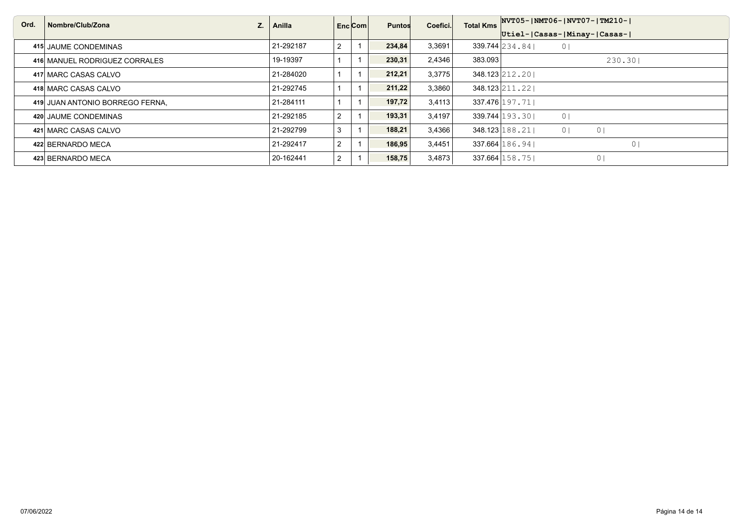| Ord. | Nombre/Club/Zona | Z. | Anilla | Enc | Com | Puntos | Coefici. | Total Kms | NVT05- Utiel- | NMT06- Casas- | NVT07- Minay- | TM210- Casas- |
|---|---|---|---|---|---|---|---|---|---|---|---|---|
| 415 | JAUME CONDEMINAS | | 21-292187 | 2 | 1 | **234,84** | 3,3691 | 339.744 | 234.84 | 0 | | |
| 416 | MANUEL RODRIGUEZ CORRALES | | 19-19397 | 1 | 1 | **230,31** | 2,4346 | 383.093 | | | | 230.30 |
| 417 | MARC CASAS CALVO | | 21-284020 | 1 | 1 | **212,21** | 3,3775 | 348.123 | 212.20 | | | |
| 418 | MARC CASAS CALVO | | 21-292745 | 1 | 1 | **211,22** | 3,3860 | 348.123 | 211.22 | | | |
| 419 | JUAN ANTONIO BORREGO FERNA, | | 21-284111 | 1 | 1 | **197,72** | 3,4113 | 337.476 | 197.71 | | | |
| 420 | JAUME CONDEMINAS | | 21-292185 | 2 | 1 | **193,31** | 3,4197 | 339.744 | 193.30 | 0 | | |
| 421 | MARC CASAS CALVO | | 21-292799 | 3 | 1 | **188,21** | 3,4366 | 348.123 | 188.21 | 0 | 0 | |
| 422 | BERNARDO MECA | | 21-292417 | 2 | 1 | **186,95** | 3,4451 | 337.664 | 186.94 | | | 0 |
| 423 | BERNARDO MECA | | 20-162441 | 2 | 1 | **158,75** | 3,4873 | 337.664 | 158.75 | | 0 | |

07/06/2022